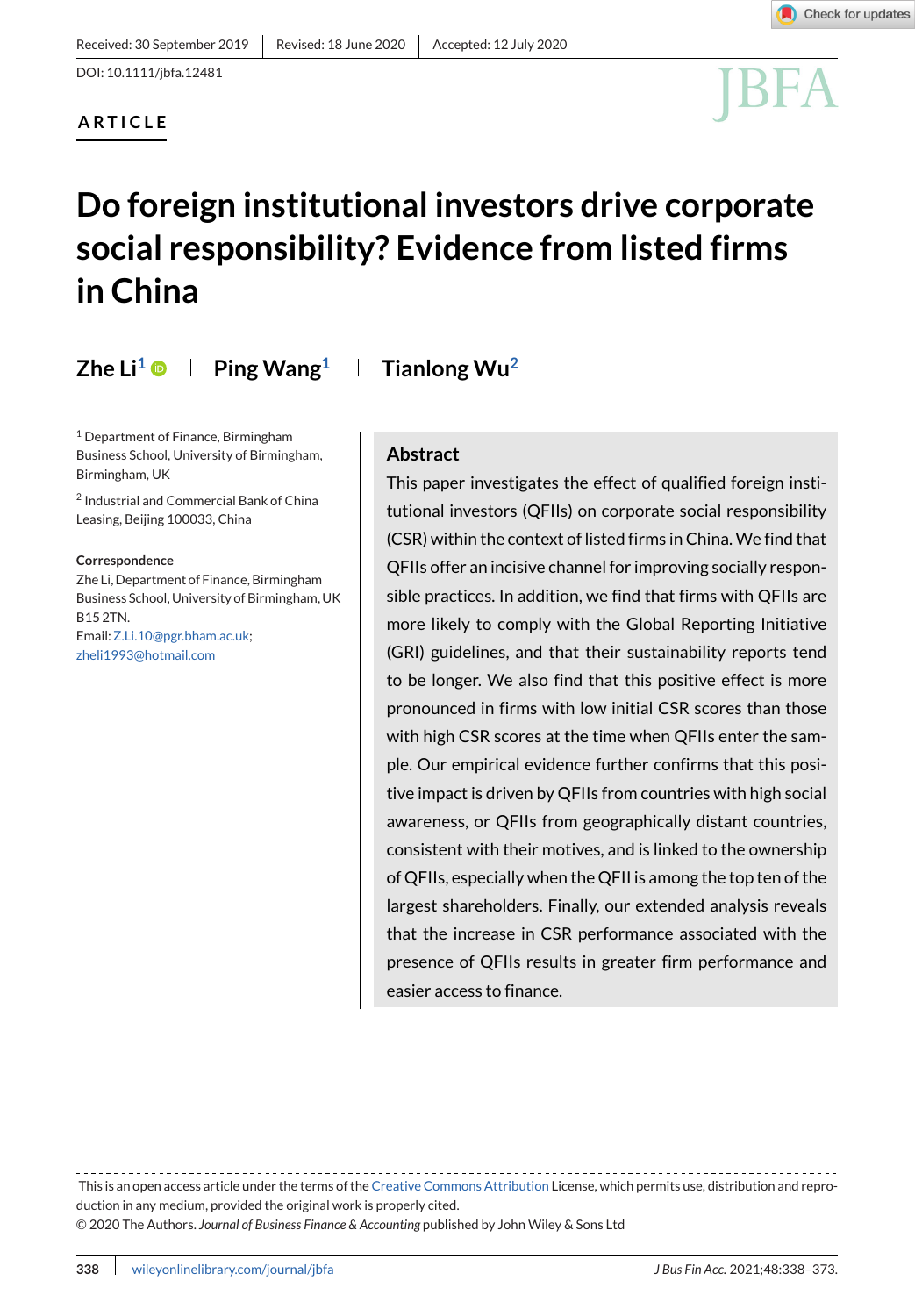Received: 30 September 2019 | Revised: 18 June 2020 | Accepted: 12 July 2020

DOI: 10.1111/jbfa.12481

ARTICLE

# Do foreign institutional investors drive corporate social responsibility? Evidence from listed firms in China

**Zhe Li**[1] | **Ping Wang**[1] | **Tianlong Wu**[2]

[1] Department of Finance, Birmingham Business School, University of Birmingham, Birmingham, UK

[2] Industrial and Commercial Bank of China Leasing, Beijing 100033, China

**Correspondence**

Zhe Li, Department of Finance, Birmingham Business School, University of Birmingham, UK B15 2TN.

Email: Z.Li.10@pgr.bham.ac.uk; zheli1993@hotmail.com

## Abstract

This paper investigates the effect of qualified foreign institutional investors (QFIIs) on corporate social responsibility (CSR) within the context of listed firms in China. We find that QFIIs offer an incisive channel for improving socially responsible practices. In addition, we find that firms with QFIIs are more likely to comply with the Global Reporting Initiative (GRI) guidelines, and that their sustainability reports tend to be longer. We also find that this positive effect is more pronounced in firms with low initial CSR scores than those with high CSR scores at the time when QFIIs enter the sample. Our empirical evidence further confirms that this positive impact is driven by QFIIs from countries with high social awareness, or QFIIs from geographically distant countries, consistent with their motives, and is linked to the ownership of QFIIs, especially when the QFII is among the top ten of the largest shareholders. Finally, our extended analysis reveals that the increase in CSR performance associated with the presence of QFIIs results in greater firm performance and easier access to finance.

---

This is an open access article under the terms of the Creative Commons Attribution License, which permits use, distribution and reproduction in any medium, provided the original work is properly cited.

© 2020 The Authors. *Journal of Business Finance & Accounting* published by John Wiley & Sons Ltd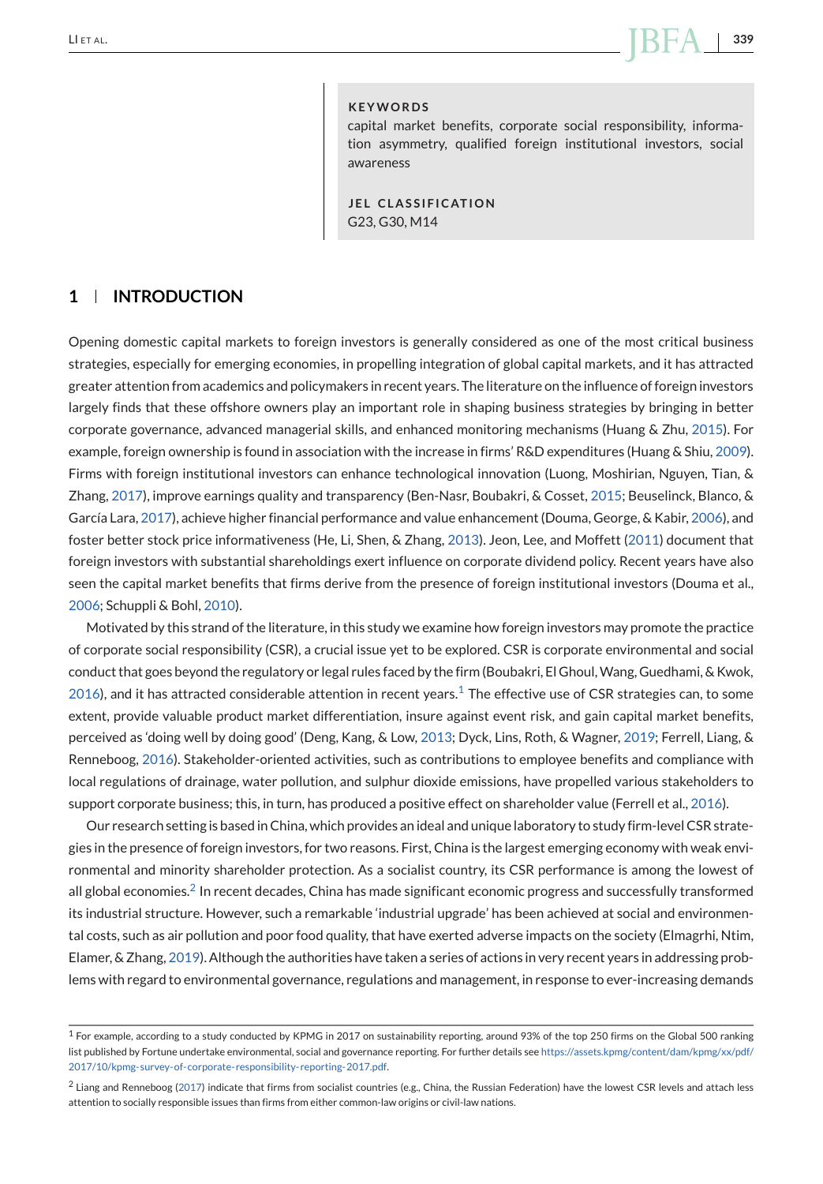**KEYWORDS**

capital market benefits, corporate social responsibility, information asymmetry, qualified foreign institutional investors, social awareness

**JEL CLASSIFICATION**

G23, G30, M14

## 1 | INTRODUCTION

Opening domestic capital markets to foreign investors is generally considered as one of the most critical business strategies, especially for emerging economies, in propelling integration of global capital markets, and it has attracted greater attention from academics and policymakers in recent years. The literature on the influence of foreign investors largely finds that these offshore owners play an important role in shaping business strategies by bringing in better corporate governance, advanced managerial skills, and enhanced monitoring mechanisms (Huang & Zhu, 2015). For example, foreign ownership is found in association with the increase in firms' R&D expenditures (Huang & Shiu, 2009). Firms with foreign institutional investors can enhance technological innovation (Luong, Moshirian, Nguyen, Tian, & Zhang, 2017), improve earnings quality and transparency (Ben-Nasr, Boubakri, & Cosset, 2015; Beuselinck, Blanco, & García Lara, 2017), achieve higher financial performance and value enhancement (Douma, George, & Kabir, 2006), and foster better stock price informativeness (He, Li, Shen, & Zhang, 2013). Jeon, Lee, and Moffett (2011) document that foreign investors with substantial shareholdings exert influence on corporate dividend policy. Recent years have also seen the capital market benefits that firms derive from the presence of foreign institutional investors (Douma et al., 2006; Schuppli & Bohl, 2010).

Motivated by this strand of the literature, in this study we examine how foreign investors may promote the practice of corporate social responsibility (CSR), a crucial issue yet to be explored. CSR is corporate environmental and social conduct that goes beyond the regulatory or legal rules faced by the firm (Boubakri, El Ghoul, Wang, Guedhami, & Kwok, 2016), and it has attracted considerable attention in recent years.[1] The effective use of CSR strategies can, to some extent, provide valuable product market differentiation, insure against event risk, and gain capital market benefits, perceived as 'doing well by doing good' (Deng, Kang, & Low, 2013; Dyck, Lins, Roth, & Wagner, 2019; Ferrell, Liang, & Renneboog, 2016). Stakeholder-oriented activities, such as contributions to employee benefits and compliance with local regulations of drainage, water pollution, and sulphur dioxide emissions, have propelled various stakeholders to support corporate business; this, in turn, has produced a positive effect on shareholder value (Ferrell et al., 2016).

Our research setting is based in China, which provides an ideal and unique laboratory to study firm-level CSR strategies in the presence of foreign investors, for two reasons. First, China is the largest emerging economy with weak environmental and minority shareholder protection. As a socialist country, its CSR performance is among the lowest of all global economies.[2] In recent decades, China has made significant economic progress and successfully transformed its industrial structure. However, such a remarkable 'industrial upgrade' has been achieved at social and environmental costs, such as air pollution and poor food quality, that have exerted adverse impacts on the society (Elmagrhi, Ntim, Elamer, & Zhang, 2019). Although the authorities have taken a series of actions in very recent years in addressing problems with regard to environmental governance, regulations and management, in response to ever-increasing demands

[1] For example, according to a study conducted by KPMG in 2017 on sustainability reporting, around 93% of the top 250 firms on the Global 500 ranking list published by Fortune undertake environmental, social and governance reporting. For further details see https://assets.kpmg/content/dam/kpmg/xx/pdf/2017/10/kpmg-survey-of-corporate-responsibility-reporting-2017.pdf.

[2] Liang and Renneboog (2017) indicate that firms from socialist countries (e.g., China, the Russian Federation) have the lowest CSR levels and attach less attention to socially responsible issues than firms from either common-law origins or civil-law nations.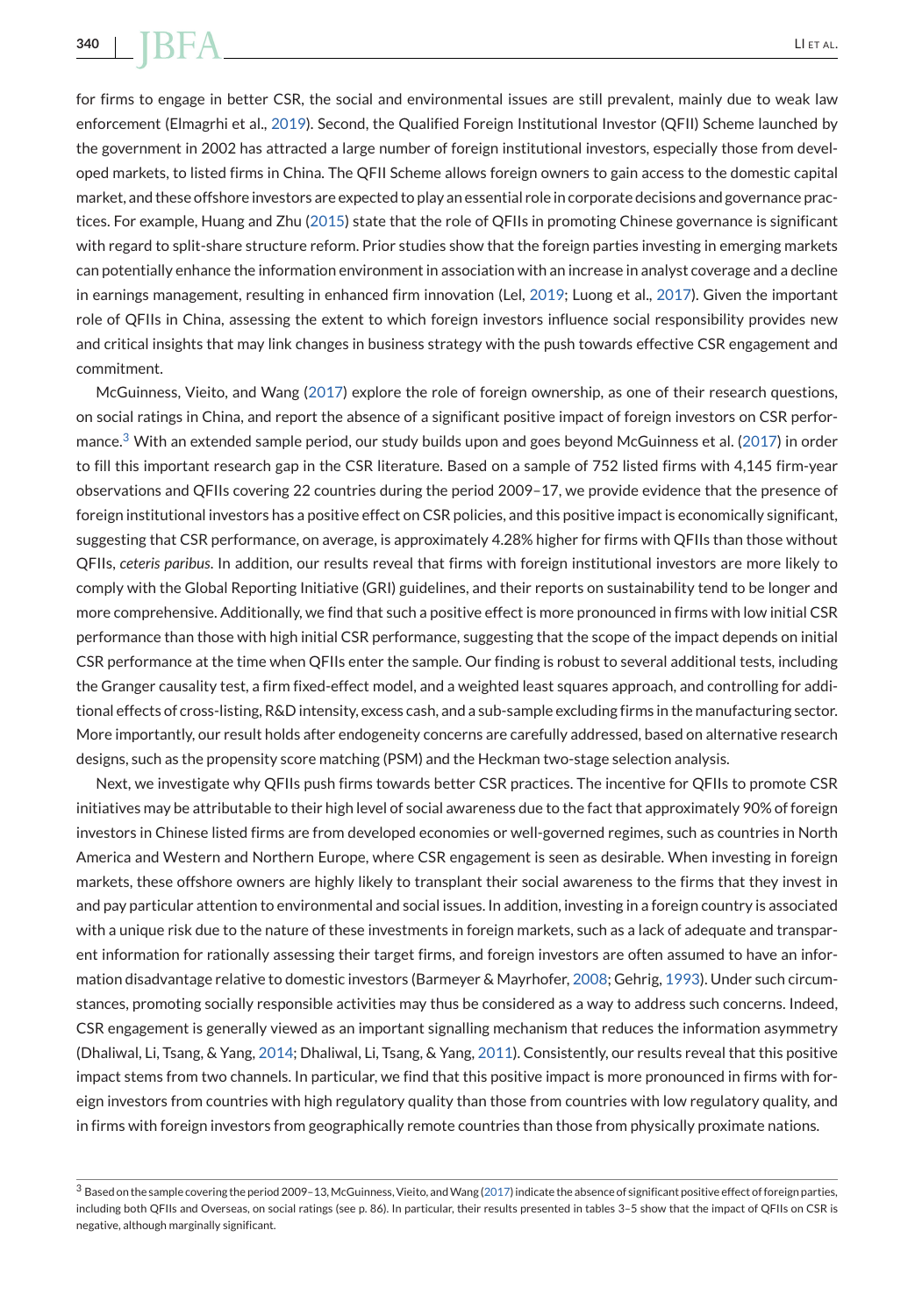for firms to engage in better CSR, the social and environmental issues are still prevalent, mainly due to weak law enforcement (Elmagrhi et al., 2019). Second, the Qualified Foreign Institutional Investor (QFII) Scheme launched by the government in 2002 has attracted a large number of foreign institutional investors, especially those from developed markets, to listed firms in China. The QFII Scheme allows foreign owners to gain access to the domestic capital market, and these offshore investors are expected to play an essential role in corporate decisions and governance practices. For example, Huang and Zhu (2015) state that the role of QFIIs in promoting Chinese governance is significant with regard to split-share structure reform. Prior studies show that the foreign parties investing in emerging markets can potentially enhance the information environment in association with an increase in analyst coverage and a decline in earnings management, resulting in enhanced firm innovation (Lel, 2019; Luong et al., 2017). Given the important role of QFIIs in China, assessing the extent to which foreign investors influence social responsibility provides new and critical insights that may link changes in business strategy with the push towards effective CSR engagement and commitment.

McGuinness, Vieito, and Wang (2017) explore the role of foreign ownership, as one of their research questions, on social ratings in China, and report the absence of a significant positive impact of foreign investors on CSR performance.[3] With an extended sample period, our study builds upon and goes beyond McGuinness et al. (2017) in order to fill this important research gap in the CSR literature. Based on a sample of 752 listed firms with 4,145 firm-year observations and QFIIs covering 22 countries during the period 2009–17, we provide evidence that the presence of foreign institutional investors has a positive effect on CSR policies, and this positive impact is economically significant, suggesting that CSR performance, on average, is approximately 4.28% higher for firms with QFIIs than those without QFIIs, *ceteris paribus*. In addition, our results reveal that firms with foreign institutional investors are more likely to comply with the Global Reporting Initiative (GRI) guidelines, and their reports on sustainability tend to be longer and more comprehensive. Additionally, we find that such a positive effect is more pronounced in firms with low initial CSR performance than those with high initial CSR performance, suggesting that the scope of the impact depends on initial CSR performance at the time when QFIIs enter the sample. Our finding is robust to several additional tests, including the Granger causality test, a firm fixed-effect model, and a weighted least squares approach, and controlling for additional effects of cross-listing, R&D intensity, excess cash, and a sub-sample excluding firms in the manufacturing sector. More importantly, our result holds after endogeneity concerns are carefully addressed, based on alternative research designs, such as the propensity score matching (PSM) and the Heckman two-stage selection analysis.

Next, we investigate why QFIIs push firms towards better CSR practices. The incentive for QFIIs to promote CSR initiatives may be attributable to their high level of social awareness due to the fact that approximately 90% of foreign investors in Chinese listed firms are from developed economies or well-governed regimes, such as countries in North America and Western and Northern Europe, where CSR engagement is seen as desirable. When investing in foreign markets, these offshore owners are highly likely to transplant their social awareness to the firms that they invest in and pay particular attention to environmental and social issues. In addition, investing in a foreign country is associated with a unique risk due to the nature of these investments in foreign markets, such as a lack of adequate and transparent information for rationally assessing their target firms, and foreign investors are often assumed to have an information disadvantage relative to domestic investors (Barmeyer & Mayrhofer, 2008; Gehrig, 1993). Under such circumstances, promoting socially responsible activities may thus be considered as a way to address such concerns. Indeed, CSR engagement is generally viewed as an important signalling mechanism that reduces the information asymmetry (Dhaliwal, Li, Tsang, & Yang, 2014; Dhaliwal, Li, Tsang, & Yang, 2011). Consistently, our results reveal that this positive impact stems from two channels. In particular, we find that this positive impact is more pronounced in firms with foreign investors from countries with high regulatory quality than those from countries with low regulatory quality, and in firms with foreign investors from geographically remote countries than those from physically proximate nations.

[3] Based on the sample covering the period 2009–13, McGuinness, Vieito, and Wang (2017) indicate the absence of significant positive effect of foreign parties, including both QFIIs and Overseas, on social ratings (see p. 86). In particular, their results presented in tables 3–5 show that the impact of QFIIs on CSR is negative, although marginally significant.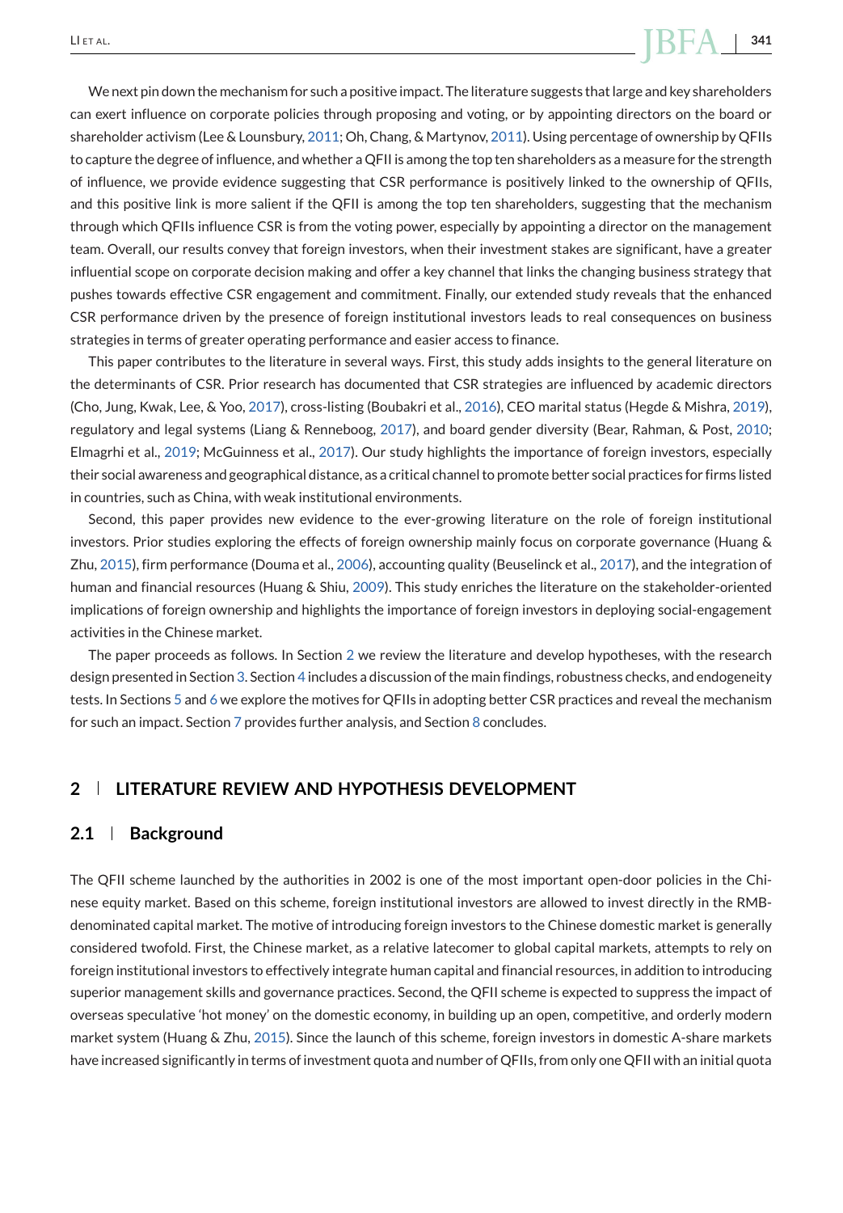We next pin down the mechanism for such a positive impact. The literature suggests that large and key shareholders can exert influence on corporate policies through proposing and voting, or by appointing directors on the board or shareholder activism (Lee & Lounsbury, 2011; Oh, Chang, & Martynov, 2011). Using percentage of ownership by QFIIs to capture the degree of influence, and whether a QFII is among the top ten shareholders as a measure for the strength of influence, we provide evidence suggesting that CSR performance is positively linked to the ownership of QFIIs, and this positive link is more salient if the QFII is among the top ten shareholders, suggesting that the mechanism through which QFIIs influence CSR is from the voting power, especially by appointing a director on the management team. Overall, our results convey that foreign investors, when their investment stakes are significant, have a greater influential scope on corporate decision making and offer a key channel that links the changing business strategy that pushes towards effective CSR engagement and commitment. Finally, our extended study reveals that the enhanced CSR performance driven by the presence of foreign institutional investors leads to real consequences on business strategies in terms of greater operating performance and easier access to finance.

This paper contributes to the literature in several ways. First, this study adds insights to the general literature on the determinants of CSR. Prior research has documented that CSR strategies are influenced by academic directors (Cho, Jung, Kwak, Lee, & Yoo, 2017), cross-listing (Boubakri et al., 2016), CEO marital status (Hegde & Mishra, 2019), regulatory and legal systems (Liang & Renneboog, 2017), and board gender diversity (Bear, Rahman, & Post, 2010; Elmagrhi et al., 2019; McGuinness et al., 2017). Our study highlights the importance of foreign investors, especially their social awareness and geographical distance, as a critical channel to promote better social practices for firms listed in countries, such as China, with weak institutional environments.

Second, this paper provides new evidence to the ever-growing literature on the role of foreign institutional investors. Prior studies exploring the effects of foreign ownership mainly focus on corporate governance (Huang & Zhu, 2015), firm performance (Douma et al., 2006), accounting quality (Beuselinck et al., 2017), and the integration of human and financial resources (Huang & Shiu, 2009). This study enriches the literature on the stakeholder-oriented implications of foreign ownership and highlights the importance of foreign investors in deploying social-engagement activities in the Chinese market.

The paper proceeds as follows. In Section 2 we review the literature and develop hypotheses, with the research design presented in Section 3. Section 4 includes a discussion of the main findings, robustness checks, and endogeneity tests. In Sections 5 and 6 we explore the motives for QFIIs in adopting better CSR practices and reveal the mechanism for such an impact. Section 7 provides further analysis, and Section 8 concludes.

## 2 | LITERATURE REVIEW AND HYPOTHESIS DEVELOPMENT

### 2.1 | Background

The QFII scheme launched by the authorities in 2002 is one of the most important open-door policies in the Chinese equity market. Based on this scheme, foreign institutional investors are allowed to invest directly in the RMB-denominated capital market. The motive of introducing foreign investors to the Chinese domestic market is generally considered twofold. First, the Chinese market, as a relative latecomer to global capital markets, attempts to rely on foreign institutional investors to effectively integrate human capital and financial resources, in addition to introducing superior management skills and governance practices. Second, the QFII scheme is expected to suppress the impact of overseas speculative 'hot money' on the domestic economy, in building up an open, competitive, and orderly modern market system (Huang & Zhu, 2015). Since the launch of this scheme, foreign investors in domestic A-share markets have increased significantly in terms of investment quota and number of QFIIs, from only one QFII with an initial quota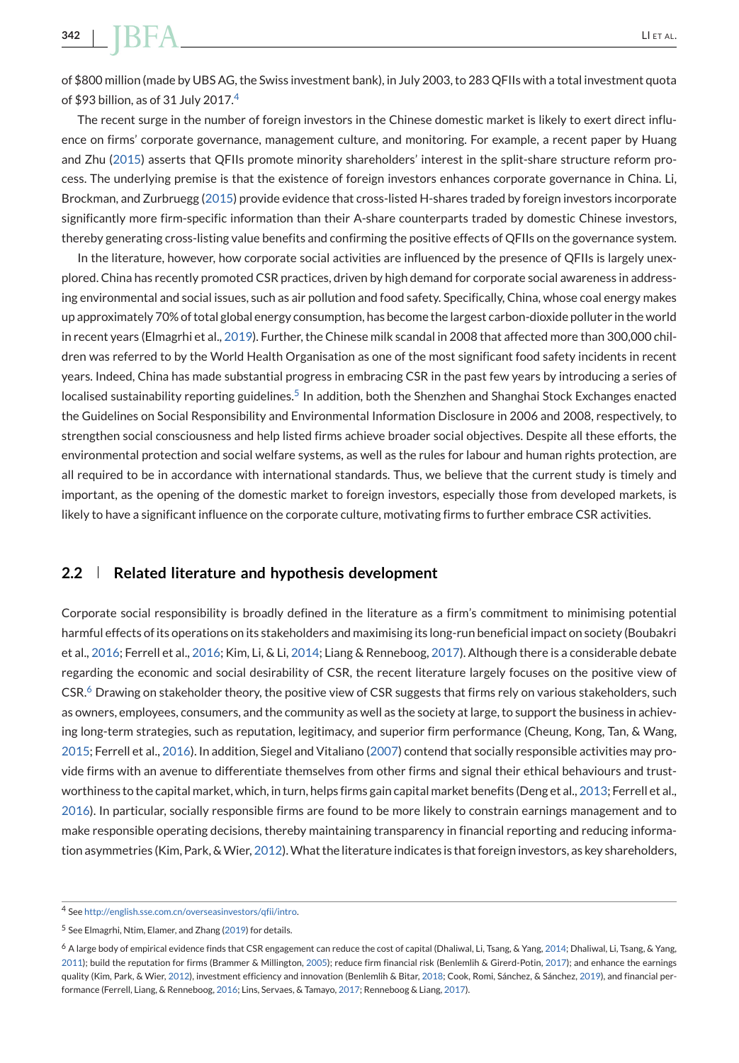of $800 million (made by UBS AG, the Swiss investment bank), in July 2003, to 283 QFIIs with a total investment quota of $93 billion, as of 31 July 2017.[4]

The recent surge in the number of foreign investors in the Chinese domestic market is likely to exert direct influence on firms' corporate governance, management culture, and monitoring. For example, a recent paper by Huang and Zhu (2015) asserts that QFIIs promote minority shareholders' interest in the split-share structure reform process. The underlying premise is that the existence of foreign investors enhances corporate governance in China. Li, Brockman, and Zurbruegg (2015) provide evidence that cross-listed H-shares traded by foreign investors incorporate significantly more firm-specific information than their A-share counterparts traded by domestic Chinese investors, thereby generating cross-listing value benefits and confirming the positive effects of QFIIs on the governance system.

In the literature, however, how corporate social activities are influenced by the presence of QFIIs is largely unexplored. China has recently promoted CSR practices, driven by high demand for corporate social awareness in addressing environmental and social issues, such as air pollution and food safety. Specifically, China, whose coal energy makes up approximately 70% of total global energy consumption, has become the largest carbon-dioxide polluter in the world in recent years (Elmaghri et al., 2019). Further, the Chinese milk scandal in 2008 that affected more than 300,000 children was referred to by the World Health Organisation as one of the most significant food safety incidents in recent years. Indeed, China has made substantial progress in embracing CSR in the past few years by introducing a series of localised sustainability reporting guidelines.[5] In addition, both the Shenzhen and Shanghai Stock Exchanges enacted the Guidelines on Social Responsibility and Environmental Information Disclosure in 2006 and 2008, respectively, to strengthen social consciousness and help listed firms achieve broader social objectives. Despite all these efforts, the environmental protection and social welfare systems, as well as the rules for labour and human rights protection, are all required to be in accordance with international standards. Thus, we believe that the current study is timely and important, as the opening of the domestic market to foreign investors, especially those from developed markets, is likely to have a significant influence on the corporate culture, motivating firms to further embrace CSR activities.

## 2.2 Related literature and hypothesis development

Corporate social responsibility is broadly defined in the literature as a firm's commitment to minimising potential harmful effects of its operations on its stakeholders and maximising its long-run beneficial impact on society (Boubakri et al., 2016; Ferrell et al., 2016; Kim, Li, & Li, 2014; Liang & Renneboog, 2017). Although there is a considerable debate regarding the economic and social desirability of CSR, the recent literature largely focuses on the positive view of CSR.[6] Drawing on stakeholder theory, the positive view of CSR suggests that firms rely on various stakeholders, such as owners, employees, consumers, and the community as well as the society at large, to support the business in achieving long-term strategies, such as reputation, legitimacy, and superior firm performance (Cheung, Kong, Tan, & Wang, 2015; Ferrell et al., 2016). In addition, Siegel and Vitaliano (2007) contend that socially responsible activities may provide firms with an avenue to differentiate themselves from other firms and signal their ethical behaviours and trustworthiness to the capital market, which, in turn, helps firms gain capital market benefits (Deng et al., 2013; Ferrell et al., 2016). In particular, socially responsible firms are found to be more likely to constrain earnings management and to make responsible operating decisions, thereby maintaining transparency in financial reporting and reducing information asymmetries (Kim, Park, & Wier, 2012). What the literature indicates is that foreign investors, as key shareholders,

---

[4] See http://english.sse.com.cn/overseasinvestors/qfii/intro.

[5] See Elmaghri, Ntim, Elamer, and Zhang (2019) for details.

[6] A large body of empirical evidence finds that CSR engagement can reduce the cost of capital (Dhaliwal, Li, Tsang, & Yang, 2014; Dhaliwal, Li, Tsang, & Yang, 2011); build the reputation for firms (Brammer & Millington, 2005); reduce firm financial risk (Benlemlih & Girerd-Potin, 2017); and enhance the earnings quality (Kim, Park, & Wier, 2012), investment efficiency and innovation (Benlemlih & Bitar, 2018; Cook, Romi, Sánchez, & Sánchez, 2019), and financial performance (Ferrell, Liang, & Renneboog, 2016; Lins, Servaes, & Tamayo, 2017; Renneboog & Liang, 2017).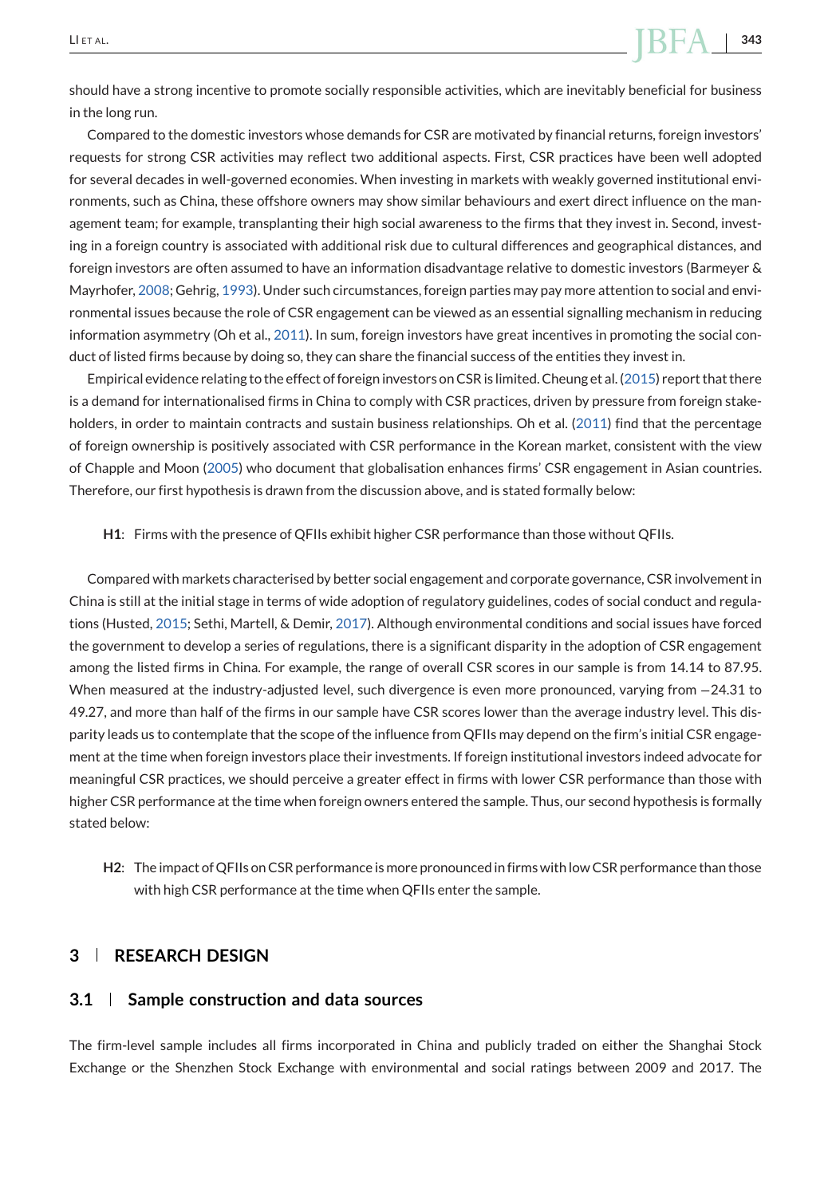should have a strong incentive to promote socially responsible activities, which are inevitably beneficial for business in the long run.

Compared to the domestic investors whose demands for CSR are motivated by financial returns, foreign investors' requests for strong CSR activities may reflect two additional aspects. First, CSR practices have been well adopted for several decades in well-governed economies. When investing in markets with weakly governed institutional environments, such as China, these offshore owners may show similar behaviours and exert direct influence on the management team; for example, transplanting their high social awareness to the firms that they invest in. Second, investing in a foreign country is associated with additional risk due to cultural differences and geographical distances, and foreign investors are often assumed to have an information disadvantage relative to domestic investors (Barmeyer & Mayrhofer, 2008; Gehrig, 1993). Under such circumstances, foreign parties may pay more attention to social and environmental issues because the role of CSR engagement can be viewed as an essential signalling mechanism in reducing information asymmetry (Oh et al., 2011). In sum, foreign investors have great incentives in promoting the social conduct of listed firms because by doing so, they can share the financial success of the entities they invest in.

Empirical evidence relating to the effect of foreign investors on CSR is limited. Cheung et al. (2015) report that there is a demand for internationalised firms in China to comply with CSR practices, driven by pressure from foreign stakeholders, in order to maintain contracts and sustain business relationships. Oh et al. (2011) find that the percentage of foreign ownership is positively associated with CSR performance in the Korean market, consistent with the view of Chapple and Moon (2005) who document that globalisation enhances firms' CSR engagement in Asian countries. Therefore, our first hypothesis is drawn from the discussion above, and is stated formally below:

**H1**: Firms with the presence of QFIIs exhibit higher CSR performance than those without QFIIs.

Compared with markets characterised by better social engagement and corporate governance, CSR involvement in China is still at the initial stage in terms of wide adoption of regulatory guidelines, codes of social conduct and regulations (Husted, 2015; Sethi, Martell, & Demir, 2017). Although environmental conditions and social issues have forced the government to develop a series of regulations, there is a significant disparity in the adoption of CSR engagement among the listed firms in China. For example, the range of overall CSR scores in our sample is from 14.14 to 87.95. When measured at the industry-adjusted level, such divergence is even more pronounced, varying from −24.31 to 49.27, and more than half of the firms in our sample have CSR scores lower than the average industry level. This disparity leads us to contemplate that the scope of the influence from QFIIs may depend on the firm's initial CSR engagement at the time when foreign investors place their investments. If foreign institutional investors indeed advocate for meaningful CSR practices, we should perceive a greater effect in firms with lower CSR performance than those with higher CSR performance at the time when foreign owners entered the sample. Thus, our second hypothesis is formally stated below:

**H2**: The impact of QFIIs on CSR performance is more pronounced in firms with low CSR performance than those with high CSR performance at the time when QFIIs enter the sample.

## 3 | RESEARCH DESIGN

### 3.1 | Sample construction and data sources

The firm-level sample includes all firms incorporated in China and publicly traded on either the Shanghai Stock Exchange or the Shenzhen Stock Exchange with environmental and social ratings between 2009 and 2017. The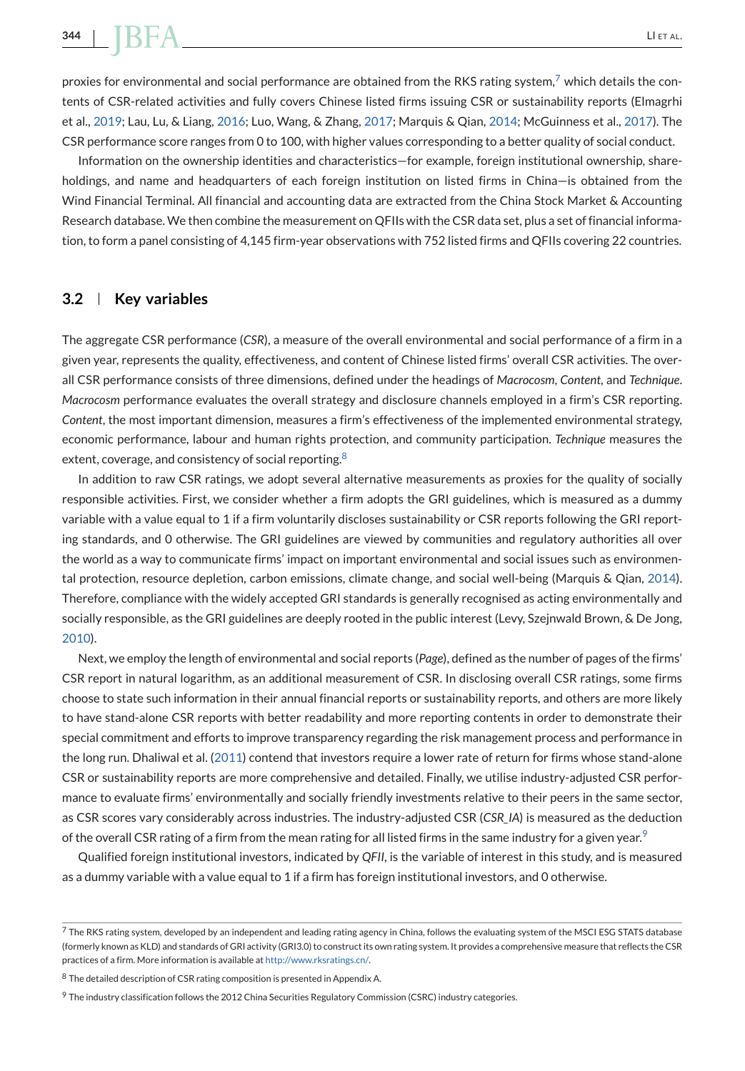proxies for environmental and social performance are obtained from the RKS rating system,[7] which details the contents of CSR-related activities and fully covers Chinese listed firms issuing CSR or sustainability reports (Elmagrhi et al., 2019; Lau, Lu, & Liang, 2016; Luo, Wang, & Zhang, 2017; Marquis & Qian, 2014; McGuinness et al., 2017). The CSR performance score ranges from 0 to 100, with higher values corresponding to a better quality of social conduct.

Information on the ownership identities and characteristics—for example, foreign institutional ownership, shareholdings, and name and headquarters of each foreign institution on listed firms in China—is obtained from the Wind Financial Terminal. All financial and accounting data are extracted from the China Stock Market & Accounting Research database. We then combine the measurement on QFIIs with the CSR data set, plus a set of financial information, to form a panel consisting of 4,145 firm-year observations with 752 listed firms and QFIIs covering 22 countries.

## 3.2 | Key variables

The aggregate CSR performance (*CSR*), a measure of the overall environmental and social performance of a firm in a given year, represents the quality, effectiveness, and content of Chinese listed firms' overall CSR activities. The overall CSR performance consists of three dimensions, defined under the headings of *Macrocosm*, *Content*, and *Technique*. *Macrocosm* performance evaluates the overall strategy and disclosure channels employed in a firm's CSR reporting. *Content*, the most important dimension, measures a firm's effectiveness of the implemented environmental strategy, economic performance, labour and human rights protection, and community participation. *Technique* measures the extent, coverage, and consistency of social reporting.[8]

In addition to raw CSR ratings, we adopt several alternative measurements as proxies for the quality of socially responsible activities. First, we consider whether a firm adopts the GRI guidelines, which is measured as a dummy variable with a value equal to 1 if a firm voluntarily discloses sustainability or CSR reports following the GRI reporting standards, and 0 otherwise. The GRI guidelines are viewed by communities and regulatory authorities all over the world as a way to communicate firms' impact on important environmental and social issues such as environmental protection, resource depletion, carbon emissions, climate change, and social well-being (Marquis & Qian, 2014). Therefore, compliance with the widely accepted GRI standards is generally recognised as acting environmentally and socially responsible, as the GRI guidelines are deeply rooted in the public interest (Levy, Szejnwald Brown, & De Jong, 2010).

Next, we employ the length of environmental and social reports (*Page*), defined as the number of pages of the firms' CSR report in natural logarithm, as an additional measurement of CSR. In disclosing overall CSR ratings, some firms choose to state such information in their annual financial reports or sustainability reports, and others are more likely to have stand-alone CSR reports with better readability and more reporting contents in order to demonstrate their special commitment and efforts to improve transparency regarding the risk management process and performance in the long run. Dhaliwal et al. (2011) contend that investors require a lower rate of return for firms whose stand-alone CSR or sustainability reports are more comprehensive and detailed. Finally, we utilise industry-adjusted CSR performance to evaluate firms' environmentally and socially friendly investments relative to their peers in the same sector, as CSR scores vary considerably across industries. The industry-adjusted CSR (*CSR_IA*) is measured as the deduction of the overall CSR rating of a firm from the mean rating for all listed firms in the same industry for a given year.[9]

Qualified foreign institutional investors, indicated by *QFII*, is the variable of interest in this study, and is measured as a dummy variable with a value equal to 1 if a firm has foreign institutional investors, and 0 otherwise.

---

[7] The RKS rating system, developed by an independent and leading rating agency in China, follows the evaluating system of the MSCI ESG STATS database (formerly known as KLD) and standards of GRI activity (GRI3.0) to construct its own rating system. It provides a comprehensive measure that reflects the CSR practices of a firm. More information is available at http://www.rksratings.cn/.

[8] The detailed description of CSR rating composition is presented in Appendix A.

[9] The industry classification follows the 2012 China Securities Regulatory Commission (CSRC) industry categories.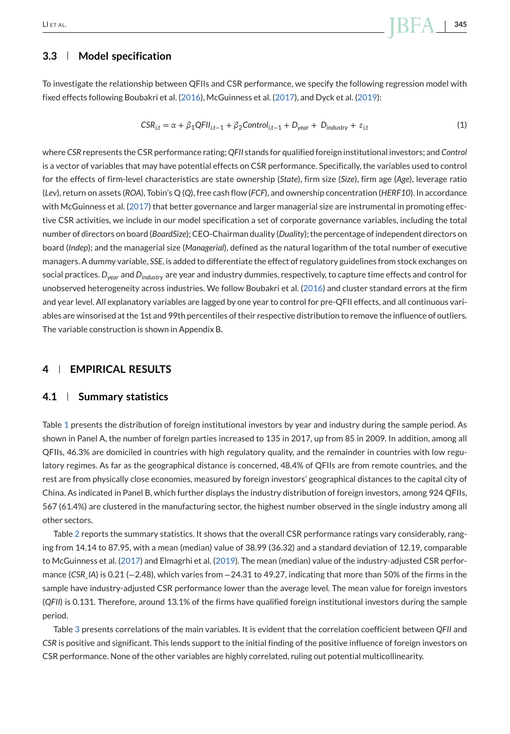### 3.3 Model specification

To investigate the relationship between QFIIs and CSR performance, we specify the following regression model with fixed effects following Boubakri et al. (2016), McGuinness et al. (2017), and Dyck et al. (2019):

$$CSR_{i,t} = \alpha + \beta_1 QFII_{i,t-1} + \beta_2 Control_{i,t-1} + D_{year} + D_{industry} + \varepsilon_{i,t} \tag{1}$$

where *CSR* represents the CSR performance rating; *QFII* stands for qualified foreign institutional investors; and *Control* is a vector of variables that may have potential effects on CSR performance. Specifically, the variables used to control for the effects of firm-level characteristics are state ownership (*State*), firm size (*Size*), firm age (*Age*), leverage ratio (*Lev*), return on assets (*ROA*), Tobin's Q (*Q*), free cash flow (*FCF*), and ownership concentration (*HERF10*). In accordance with McGuinness et al. (2017) that better governance and larger managerial size are instrumental in promoting effective CSR activities, we include in our model specification a set of corporate governance variables, including the total number of directors on board (*BoardSize*); CEO-Chairman duality (*Duality*); the percentage of independent directors on board (*Indep*); and the managerial size (*Managerial*), defined as the natural logarithm of the total number of executive managers. A dummy variable, *SSE*, is added to differentiate the effect of regulatory guidelines from stock exchanges on social practices. $D_{year}$ and $D_{industry}$ are year and industry dummies, respectively, to capture time effects and control for unobserved heterogeneity across industries. We follow Boubakri et al. (2016) and cluster standard errors at the firm and year level. All explanatory variables are lagged by one year to control for pre-QFII effects, and all continuous variables are winsorised at the 1st and 99th percentiles of their respective distribution to remove the influence of outliers. The variable construction is shown in Appendix B.

## 4 EMPIRICAL RESULTS

### 4.1 Summary statistics

Table 1 presents the distribution of foreign institutional investors by year and industry during the sample period. As shown in Panel A, the number of foreign parties increased to 135 in 2017, up from 85 in 2009. In addition, among all QFIIs, 46.3% are domiciled in countries with high regulatory quality, and the remainder in countries with low regulatory regimes. As far as the geographical distance is concerned, 48.4% of QFIIs are from remote countries, and the rest are from physically close economies, measured by foreign investors' geographical distances to the capital city of China. As indicated in Panel B, which further displays the industry distribution of foreign investors, among 924 QFIIs, 567 (61.4%) are clustered in the manufacturing sector, the highest number observed in the single industry among all other sectors.

Table 2 reports the summary statistics. It shows that the overall CSR performance ratings vary considerably, ranging from 14.14 to 87.95, with a mean (median) value of 38.99 (36.32) and a standard deviation of 12.19, comparable to McGuinness et al. (2017) and Elmagrhi et al. (2019). The mean (median) value of the industry-adjusted CSR performance (*CSR_IA*) is 0.21 (−2.48), which varies from −24.31 to 49.27, indicating that more than 50% of the firms in the sample have industry-adjusted CSR performance lower than the average level. The mean value for foreign investors (*QFII*) is 0.131. Therefore, around 13.1% of the firms have qualified foreign institutional investors during the sample period.

Table 3 presents correlations of the main variables. It is evident that the correlation coefficient between *QFII* and *CSR* is positive and significant. This lends support to the initial finding of the positive influence of foreign investors on CSR performance. None of the other variables are highly correlated, ruling out potential multicollinearity.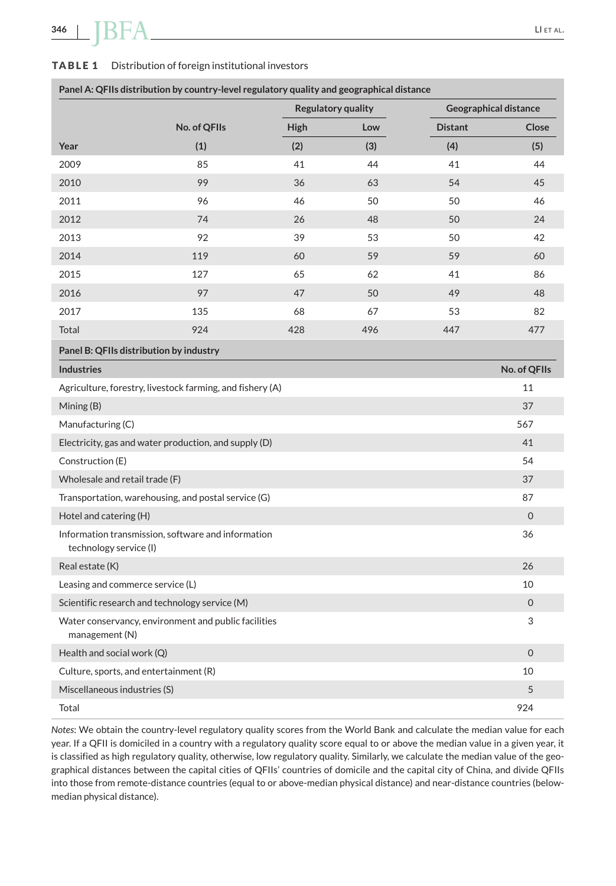**TABLE 1** Distribution of foreign institutional investors

| Panel A: QFIIs distribution by country-level regulatory quality and geographical distance | | | | | |
|---|---|---|---|---|---|
| | | Regulatory quality | | Geographical distance | |
| | No. of QFIIs | High | Low | Distant | Close |
| Year | (1) | (2) | (3) | (4) | (5) |
| 2009 | 85 | 41 | 44 | 41 | 44 |
| 2010 | 99 | 36 | 63 | 54 | 45 |
| 2011 | 96 | 46 | 50 | 50 | 46 |
| 2012 | 74 | 26 | 48 | 50 | 24 |
| 2013 | 92 | 39 | 53 | 50 | 42 |
| 2014 | 119 | 60 | 59 | 59 | 60 |
| 2015 | 127 | 65 | 62 | 41 | 86 |
| 2016 | 97 | 47 | 50 | 49 | 48 |
| 2017 | 135 | 68 | 67 | 53 | 82 |
| Total | 924 | 428 | 496 | 447 | 477 |

| Panel B: QFIIs distribution by industry | |
|---|---|
| Industries | No. of QFIIs |
| Agriculture, forestry, livestock farming, and fishery (A) | 11 |
| Mining (B) | 37 |
| Manufacturing (C) | 567 |
| Electricity, gas and water production, and supply (D) | 41 |
| Construction (E) | 54 |
| Wholesale and retail trade (F) | 37 |
| Transportation, warehousing, and postal service (G) | 87 |
| Hotel and catering (H) | 0 |
| Information transmission, software and information technology service (I) | 36 |
| Real estate (K) | 26 |
| Leasing and commerce service (L) | 10 |
| Scientific research and technology service (M) | 0 |
| Water conservancy, environment and public facilities management (N) | 3 |
| Health and social work (Q) | 0 |
| Culture, sports, and entertainment (R) | 10 |
| Miscellaneous industries (S) | 5 |
| Total | 924 |

*Notes*: We obtain the country-level regulatory quality scores from the World Bank and calculate the median value for each year. If a QFII is domiciled in a country with a regulatory quality score equal to or above the median value in a given year, it is classified as high regulatory quality, otherwise, low regulatory quality. Similarly, we calculate the median value of the geographical distances between the capital cities of QFIIs' countries of domicile and the capital city of China, and divide QFIIs into those from remote-distance countries (equal to or above-median physical distance) and near-distance countries (below-median physical distance).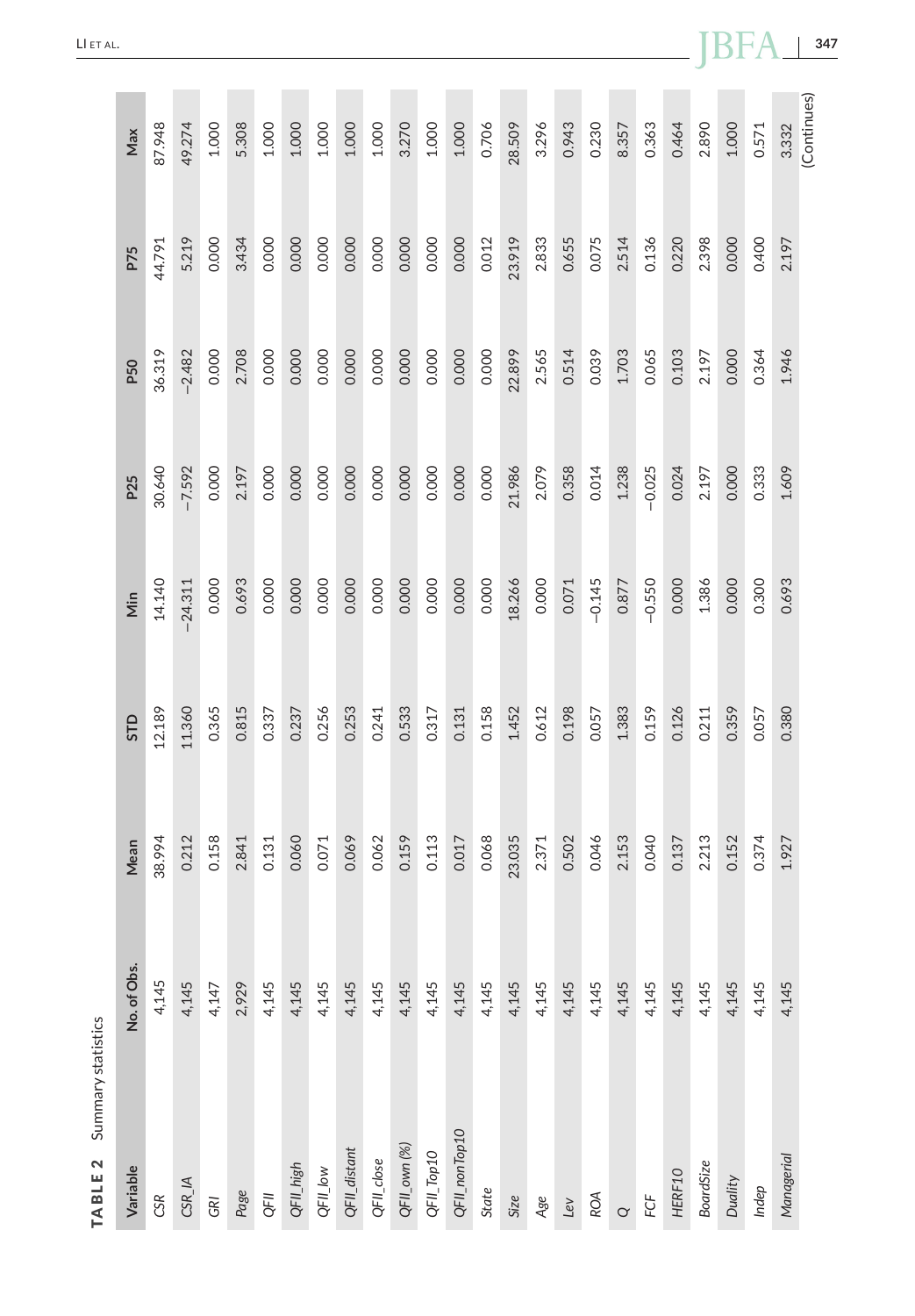**TABLE 2** Summary statistics

| Variable | No. of Obs. | Mean | STD | Min | P25 | P50 | P75 | Max |
|---|---|---|---|---|---|---|---|---|
| *CSR* | 4,145 | 38.994 | 12.189 | 14.140 | 30.640 | 36.319 | 44.791 | 87.948 |
| *CSR_IA* | 4,145 | 0.212 | 11.360 | −24.311 | −7.592 | −2.482 | 5.219 | 49.274 |
| *GRI* | 4,147 | 0.158 | 0.365 | 0.000 | 0.000 | 0.000 | 0.000 | 1.000 |
| *Page* | 2,929 | 2.841 | 0.815 | 0.693 | 2.197 | 2.708 | 3.434 | 5.308 |
| *QFII* | 4,145 | 0.131 | 0.337 | 0.000 | 0.000 | 0.000 | 0.000 | 1.000 |
| *QFII_high* | 4,145 | 0.060 | 0.237 | 0.000 | 0.000 | 0.000 | 0.000 | 1.000 |
| *QFII_low* | 4,145 | 0.071 | 0.256 | 0.000 | 0.000 | 0.000 | 0.000 | 1.000 |
| *QFII_distant* | 4,145 | 0.069 | 0.253 | 0.000 | 0.000 | 0.000 | 0.000 | 1.000 |
| *QFII_close* | 4,145 | 0.062 | 0.241 | 0.000 | 0.000 | 0.000 | 0.000 | 1.000 |
| *QFII_own (%)* | 4,145 | 0.159 | 0.533 | 0.000 | 0.000 | 0.000 | 0.000 | 3.270 |
| *QFII_Top10* | 4,145 | 0.113 | 0.317 | 0.000 | 0.000 | 0.000 | 0.000 | 1.000 |
| *QFII_nonTop10* | 4,145 | 0.017 | 0.131 | 0.000 | 0.000 | 0.000 | 0.000 | 1.000 |
| *State* | 4,145 | 0.068 | 0.158 | 0.000 | 0.000 | 0.000 | 0.012 | 0.706 |
| *Size* | 4,145 | 23.035 | 1.452 | 18.266 | 21.986 | 22.899 | 23.919 | 28.509 |
| *Age* | 4,145 | 2.371 | 0.612 | 0.000 | 2.079 | 2.565 | 2.833 | 3.296 |
| *Lev* | 4,145 | 0.502 | 0.198 | 0.071 | 0.358 | 0.514 | 0.655 | 0.943 |
| *ROA* | 4,145 | 0.046 | 0.057 | −0.145 | 0.014 | 0.039 | 0.075 | 0.230 |
| *Q* | 4,145 | 2.153 | 1.383 | 0.877 | 1.238 | 1.703 | 2.514 | 8.357 |
| *FCF* | 4,145 | 0.040 | 0.159 | −0.550 | −0.025 | 0.065 | 0.136 | 0.363 |
| *HERF10* | 4,145 | 0.137 | 0.126 | 0.000 | 0.024 | 0.103 | 0.220 | 0.464 |
| *BoardSize* | 4,145 | 2.213 | 0.211 | 1.386 | 2.197 | 2.197 | 2.398 | 2.890 |
| *Duality* | 4,145 | 0.152 | 0.359 | 0.000 | 0.000 | 0.000 | 0.000 | 1.000 |
| *Indep* | 4,145 | 0.374 | 0.057 | 0.300 | 0.333 | 0.364 | 0.400 | 0.571 |
| *Managerial* | 4,145 | 1.927 | 0.380 | 0.693 | 1.609 | 1.946 | 2.197 | 3.332 |

(Continues)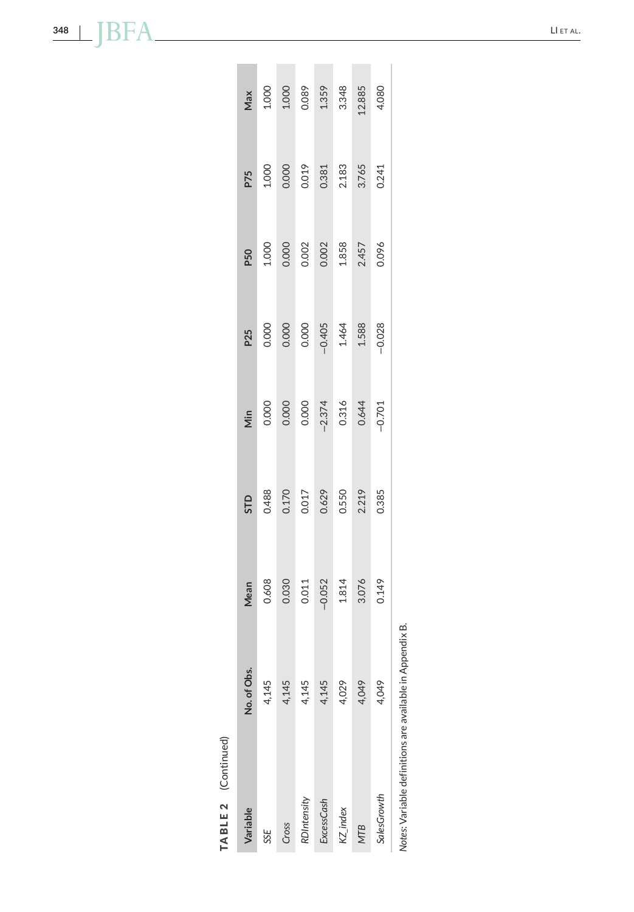**TABLE 2** (Continued)

| Variable | No. of Obs. | Mean | STD | Min | P25 | P50 | P75 | Max |
|---|---|---|---|---|---|---|---|---|
| *SSE* | 4,145 | 0.608 | 0.488 | 0.000 | 0.000 | 1.000 | 1.000 | 1.000 |
| *Cross* | 4,145 | 0.030 | 0.170 | 0.000 | 0.000 | 0.000 | 0.000 | 1.000 |
| *RDIntensity* | 4,145 | 0.011 | 0.017 | 0.000 | 0.000 | 0.002 | 0.019 | 0.089 |
| *ExcessCash* | 4,145 | −0.052 | 0.629 | −2.374 | −0.405 | 0.002 | 0.381 | 1.359 |
| *KZ_index* | 4,029 | 1.814 | 0.550 | 0.316 | 1.464 | 1.858 | 2.183 | 3.348 |
| *MTB* | 4,049 | 3.076 | 2.219 | 0.644 | 1.588 | 2.457 | 3.765 | 12.885 |
| *SalesGrowth* | 4,049 | 0.149 | 0.385 | −0.701 | −0.028 | 0.096 | 0.241 | 4.080 |

*Notes*: Variable definitions are available in Appendix B.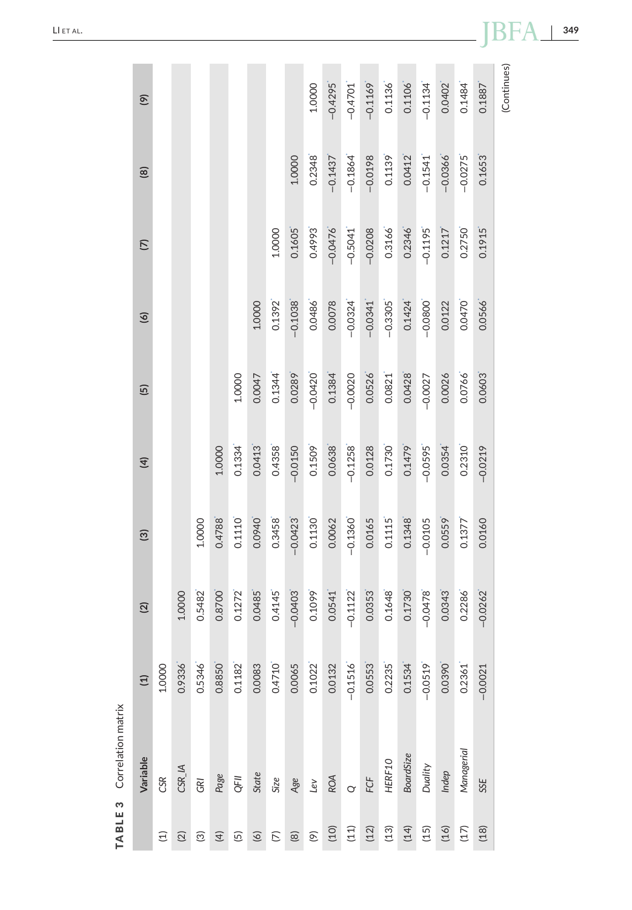**TABLE 3** Correlation matrix

| | Variable | (1) | (2) | (3) | (4) | (5) | (6) | (7) | (8) | (9) |
|---|---|---|---|---|---|---|---|---|---|---|
| (1) | *CSR* | 1.0000 | | | | | | | | |
| (2) | *CSR_IA* | 0.9336* | 1.0000 | | | | | | | |
| (3) | *GRI* | 0.5346* | 0.5482* | 1.0000 | | | | | | |
| (4) | *Page* | 0.8850* | 0.8700* | 0.4788* | 1.0000 | | | | | |
| (5) | *QFII* | 0.1182* | 0.1272* | 0.1110* | 0.1334* | 1.0000 | | | | |
| (6) | *State* | 0.0083 | 0.0485* | 0.0940* | 0.0413* | 0.0047 | 1.0000 | | | |
| (7) | *Size* | 0.4710* | 0.4145* | 0.3458* | 0.4358* | 0.1344* | 0.1392* | 1.0000 | | |
| (8) | *Age* | 0.0065 | −0.0403* | −0.0423* | −0.0150 | 0.0289* | −0.1038* | 0.1605* | 1.0000 | |
| (9) | *Lev* | 0.1022* | 0.1099* | 0.1130* | 0.1509* | −0.0420* | 0.0486* | 0.4993* | 0.2348* | 1.0000 |
| (10) | *ROA* | 0.0132 | 0.0541* | 0.0062 | 0.0638* | 0.1384* | 0.0078 | −0.0476* | −0.1437* | −0.4295* |
| (11) | *Q* | −0.1516* | −0.1122* | −0.1360* | −0.1258* | −0.0020 | −0.0324* | −0.5041* | −0.1864* | −0.4701* |
| (12) | *FCF* | 0.0553* | 0.0353* | 0.0165 | 0.0128 | 0.0526* | −0.0341* | −0.0208 | −0.0198 | −0.1169* |
| (13) | *HERF10* | 0.2235* | 0.1648* | 0.1115* | 0.1730* | 0.0821* | −0.3305* | 0.3166* | 0.1139* | 0.1136* |
| (14) | *BoardSize* | 0.1534* | 0.1730* | 0.1348* | 0.1479* | 0.0428* | 0.1424* | 0.2346* | 0.0412* | 0.1106* |
| (15) | *Duality* | −0.0519* | −0.0478* | −0.0105 | −0.0595* | −0.0027 | −0.0800* | −0.1195* | −0.1541* | −0.1134* |
| (16) | *Indep* | 0.0390* | 0.0343* | 0.0559* | 0.0354* | 0.0026 | 0.0122 | 0.1217* | −0.0366* | 0.0402* |
| (17) | *Managerial* | 0.2361* | 0.2286* | 0.1377* | 0.2310* | 0.0766* | 0.0470* | 0.2750* | −0.0275* | 0.1484* |
| (18) | *SSE* | −0.0021 | −0.0262* | 0.0160 | −0.0219 | 0.0603* | 0.0566* | 0.1915* | 0.1653* | 0.1887* |

(Continues)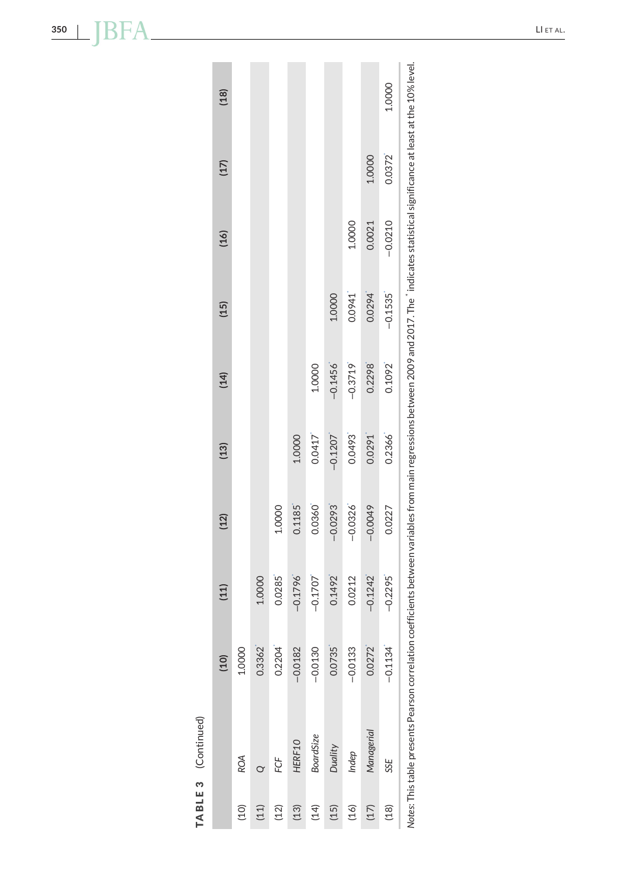**TABLE 3** (Continued)

| | | (10) | (11) | (12) | (13) | (14) | (15) | (16) | (17) | (18) |
|---|---|---|---|---|---|---|---|---|---|---|
| (10) | *ROA* | 1.0000 | | | | | | | | |
| (11) | *Q* | 0.3362* | 1.0000 | | | | | | | |
| (12) | *FCF* | 0.2204* | 0.0285* | 1.0000 | | | | | | |
| (13) | *HERF10* | −0.0182 | −0.1796* | 0.1185* | 1.0000 | | | | | |
| (14) | *BoardSize* | −0.0130 | −0.1707* | 0.0360* | 0.0417* | 1.0000 | | | | |
| (15) | *Duality* | 0.0735* | 0.1492* | −0.0293* | −0.1207* | −0.1456* | 1.0000 | | | |
| (16) | *Indep* | −0.0133 | 0.0212 | −0.0326* | 0.0493* | −0.3719* | 0.0941* | 1.0000 | | |
| (17) | *Managerial* | 0.0272* | −0.1242* | −0.0049 | 0.0291* | 0.2298* | 0.0294* | 0.0021 | 1.0000 | |
| (18) | *SSE* | −0.1134* | −0.2295* | 0.0227 | 0.2366* | 0.1092* | −0.1535* | −0.0210 | 0.0372* | 1.0000 |

*Notes*: This table presents Pearson correlation coefficients between variables from main regressions between 2009 and 2017. The * indicates statistical significance at least at the 10% level.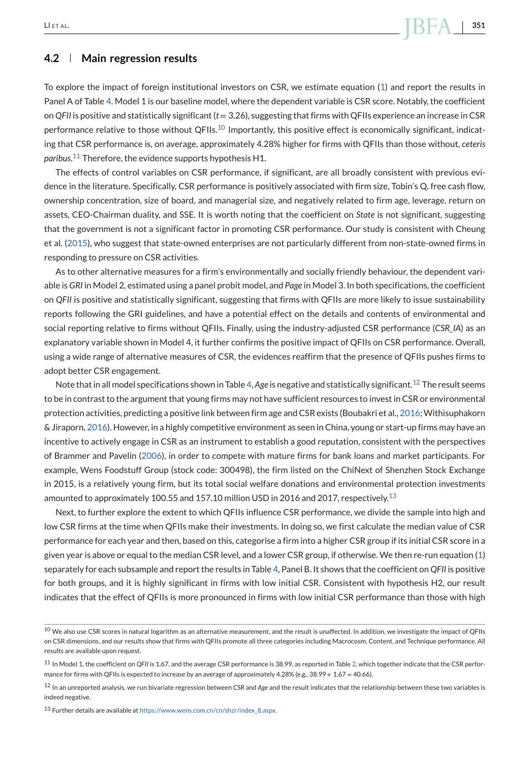### 4.2 Main regression results

To explore the impact of foreign institutional investors on CSR, we estimate equation (1) and report the results in Panel A of Table 4. Model 1 is our baseline model, where the dependent variable is CSR score. Notably, the coefficient on *QFII* is positive and statistically significant ($t = 3.26$), suggesting that firms with QFIIs experience an increase in CSR performance relative to those without QFIIs.[10] Importantly, this positive effect is economically significant, indicating that CSR performance is, on average, approximately 4.28% higher for firms with QFIIs than those without, *ceteris paribus*.[11] Therefore, the evidence supports hypothesis H1.

The effects of control variables on CSR performance, if significant, are all broadly consistent with previous evidence in the literature. Specifically, CSR performance is positively associated with firm size, Tobin's Q, free cash flow, ownership concentration, size of board, and managerial size, and negatively related to firm age, leverage, return on assets, CEO-Chairman duality, and SSE. It is worth noting that the coefficient on *State* is not significant, suggesting that the government is not a significant factor in promoting CSR performance. Our study is consistent with Cheung et al. (2015), who suggest that state-owned enterprises are not particularly different from non-state-owned firms in responding to pressure on CSR activities.

As to other alternative measures for a firm's environmentally and socially friendly behaviour, the dependent variable is *GRI* in Model 2, estimated using a panel probit model, and *Page* in Model 3. In both specifications, the coefficient on *QFII* is positive and statistically significant, suggesting that firms with QFIIs are more likely to issue sustainability reports following the GRI guidelines, and have a potential effect on the details and contents of environmental and social reporting relative to firms without QFIIs. Finally, using the industry-adjusted CSR performance (*CSR_IA*) as an explanatory variable shown in Model 4, it further confirms the positive impact of QFIIs on CSR performance. Overall, using a wide range of alternative measures of CSR, the evidences reaffirm that the presence of QFIIs pushes firms to adopt better CSR engagement.

Note that in all model specifications shown in Table 4, *Age* is negative and statistically significant.[12] The result seems to be in contrast to the argument that young firms may not have sufficient resources to invest in CSR or environmental protection activities, predicting a positive link between firm age and CSR exists (Boubakri et al., 2016; Withisuphakorn & Jiraporn, 2016). However, in a highly competitive environment as seen in China, young or start-up firms may have an incentive to actively engage in CSR as an instrument to establish a good reputation, consistent with the perspectives of Brammer and Pavelin (2006), in order to compete with mature firms for bank loans and market participants. For example, Wens Foodstuff Group (stock code: 300498), the firm listed on the ChiNext of Shenzhen Stock Exchange in 2015, is a relatively young firm, but its total social welfare donations and environmental protection investments amounted to approximately 100.55 and 157.10 million USD in 2016 and 2017, respectively.[13]

Next, to further explore the extent to which QFIIs influence CSR performance, we divide the sample into high and low CSR firms at the time when QFIIs make their investments. In doing so, we first calculate the median value of CSR performance for each year and then, based on this, categorise a firm into a higher CSR group if its initial CSR score in a given year is above or equal to the median CSR level, and a lower CSR group, if otherwise. We then re-run equation (1) separately for each subsample and report the results in Table 4, Panel B. It shows that the coefficient on *QFII* is positive for both groups, and it is highly significant in firms with low initial CSR. Consistent with hypothesis H2, our result indicates that the effect of QFIIs is more pronounced in firms with low initial CSR performance than those with high

---

[10] We also use CSR scores in natural logarithm as an alternative measurement, and the result is unaffected. In addition, we investigate the impact of QFIIs on CSR dimensions, and our results show that firms with QFIIs promote all three categories including Macrocosm, Content, and Technique performance. All results are available upon request.

[11] In Model 1, the coefficient on *QFII* is 1.67, and the average CSR performance is 38.99, as reported in Table 2, which together indicate that the CSR performance for firms with QFIIs is expected to increase by an average of approximately 4.28% (e.g., 38.99 + 1.67 = 40.66).

[12] In an unreported analysis, we run bivariate regression between *CSR* and *Age* and the result indicates that the relationship between these two variables is indeed negative.

[13] Further details are available at https://www.wens.com.cn/cn/shzr/index_8.aspx.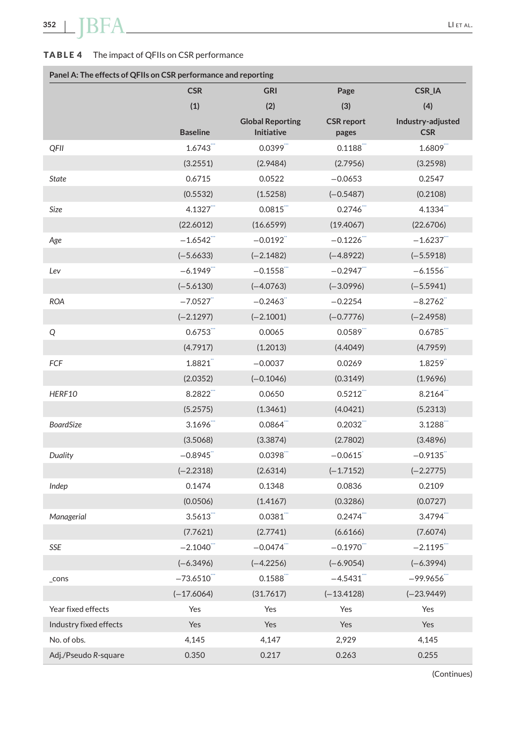**TABLE 4** The impact of QFIIs on CSR performance

| Panel A: The effects of QFIIs on CSR performance and reporting | | | | |
|---|---|---|---|---|
| | CSR | GRI | Page | CSR_IA |
| | (1) | (2) | (3) | (4) |
| | Baseline | Global Reporting Initiative | CSR report pages | Industry-adjusted CSR |
| *QFII* | 1.6743$^{***}$ | 0.0399$^{***}$ | 0.1188$^{***}$ | 1.6809$^{***}$ |
| | (3.2551) | (2.9484) | (2.7956) | (3.2598) |
| *State* | 0.6715 | 0.0522 | −0.0653 | 0.2547 |
| | (0.5532) | (1.5258) | (−0.5487) | (0.2108) |
| *Size* | 4.1327$^{***}$ | 0.0815$^{***}$ | 0.2746$^{***}$ | 4.1334$^{***}$ |
| | (22.6012) | (16.6599) | (19.4067) | (22.6706) |
| *Age* | −1.6542$^{***}$ | −0.0192$^{**}$ | −0.1226$^{***}$ | −1.6237$^{***}$ |
| | (−5.6633) | (−2.1482) | (−4.8922) | (−5.5918) |
| *Lev* | −6.1949$^{***}$ | −0.1558$^{***}$ | −0.2947$^{***}$ | −6.1556$^{***}$ |
| | (−5.6130) | (−4.0763) | (−3.0996) | (−5.5941) |
| *ROA* | −7.0527$^{**}$ | −0.2463$^{**}$ | −0.2254 | −8.2762$^{**}$ |
| | (−2.1297) | (−2.1001) | (−0.7776) | (−2.4958) |
| *Q* | 0.6753$^{***}$ | 0.0065 | 0.0589$^{***}$ | 0.6785$^{***}$ |
| | (4.7917) | (1.2013) | (4.4049) | (4.7959) |
| *FCF* | 1.8821$^{**}$ | −0.0037 | 0.0269 | 1.8259$^{**}$ |
| | (2.0352) | (−0.1046) | (0.3149) | (1.9696) |
| *HERF10* | 8.2822$^{***}$ | 0.0650 | 0.5212$^{***}$ | 8.2164$^{***}$ |
| | (5.2575) | (1.3461) | (4.0421) | (5.2313) |
| *BoardSize* | 3.1696$^{***}$ | 0.0864$^{***}$ | 0.2032$^{***}$ | 3.1288$^{***}$ |
| | (3.5068) | (3.3874) | (2.7802) | (3.4896) |
| *Duality* | −0.8945$^{**}$ | 0.0398$^{***}$ | −0.0615$^{*}$ | −0.9135$^{**}$ |
| | (−2.2318) | (2.6314) | (−1.7152) | (−2.2775) |
| *Indep* | 0.1474 | 0.1348 | 0.0836 | 0.2109 |
| | (0.0506) | (1.4167) | (0.3286) | (0.0727) |
| *Managerial* | 3.5613$^{***}$ | 0.0381$^{***}$ | 0.2474$^{***}$ | 3.4794$^{***}$ |
| | (7.7621) | (2.7741) | (6.6166) | (7.6074) |
| *SSE* | −2.1040$^{***}$ | −0.0474$^{***}$ | −0.1970$^{***}$ | −2.1195$^{***}$ |
| | (−6.3496) | (−4.2256) | (−6.9054) | (−6.3994) |
| _cons | −73.6510$^{***}$ | 0.1588$^{***}$ | −4.5431$^{***}$ | −99.9656$^{***}$ |
| | (−17.6064) | (31.7617) | (−13.4128) | (−23.9449) |
| Year fixed effects | Yes | Yes | Yes | Yes |
| Industry fixed effects | Yes | Yes | Yes | Yes |
| No. of obs. | 4,145 | 4,147 | 2,929 | 4,145 |
| Adj./Pseudo *R*-square | 0.350 | 0.217 | 0.263 | 0.255 |

(Continues)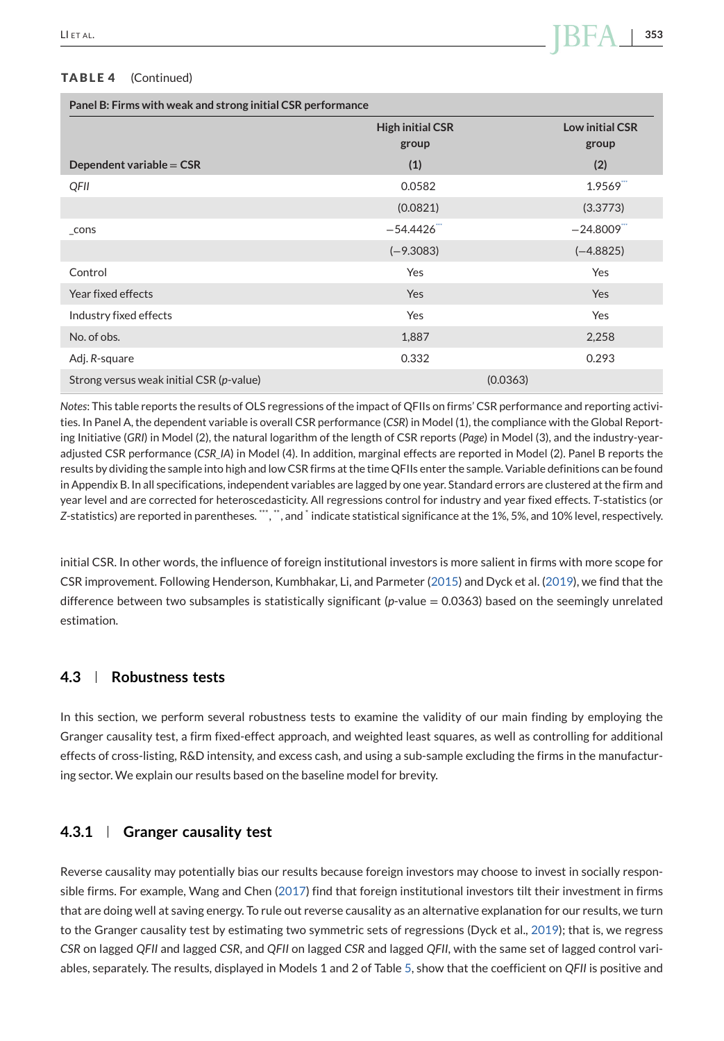**TABLE 4** (Continued)

| Panel B: Firms with weak and strong initial CSR performance | | |
|---|---|---|
| | High initial CSR group | Low initial CSR group |
| Dependent variable = CSR | (1) | (2) |
| *QFII* | 0.0582 | 1.9569*** |
| | (0.0821) | (3.3773) |
| _cons | −54.4426*** | −24.8009*** |
| | (−9.3083) | (−4.8825) |
| Control | Yes | Yes |
| Year fixed effects | Yes | Yes |
| Industry fixed effects | Yes | Yes |
| No. of obs. | 1,887 | 2,258 |
| Adj. *R*-square | 0.332 | 0.293 |
| Strong versus weak initial CSR (*p*-value) | (0.0363) | |

*Notes*: This table reports the results of OLS regressions of the impact of QFIIs on firms' CSR performance and reporting activities. In Panel A, the dependent variable is overall CSR performance (*CSR*) in Model (1), the compliance with the Global Reporting Initiative (*GRI*) in Model (2), the natural logarithm of the length of CSR reports (*Page*) in Model (3), and the industry-year-adjusted CSR performance (*CSR_IA*) in Model (4). In addition, marginal effects are reported in Model (2). Panel B reports the results by dividing the sample into high and low CSR firms at the time QFIIs enter the sample. Variable definitions can be found in Appendix B. In all specifications, independent variables are lagged by one year. Standard errors are clustered at the firm and year level and are corrected for heteroscedasticity. All regressions control for industry and year fixed effects. *T*-statistics (or *Z*-statistics) are reported in parentheses. ***, **, and * indicate statistical significance at the 1%, 5%, and 10% level, respectively.

initial CSR. In other words, the influence of foreign institutional investors is more salient in firms with more scope for CSR improvement. Following Henderson, Kumbhakar, Li, and Parmeter (2015) and Dyck et al. (2019), we find that the difference between two subsamples is statistically significant ($p$-value = 0.0363) based on the seemingly unrelated estimation.

## 4.3 | Robustness tests

In this section, we perform several robustness tests to examine the validity of our main finding by employing the Granger causality test, a firm fixed-effect approach, and weighted least squares, as well as controlling for additional effects of cross-listing, R&D intensity, and excess cash, and using a sub-sample excluding the firms in the manufacturing sector. We explain our results based on the baseline model for brevity.

### 4.3.1 | Granger causality test

Reverse causality may potentially bias our results because foreign investors may choose to invest in socially responsible firms. For example, Wang and Chen (2017) find that foreign institutional investors tilt their investment in firms that are doing well at saving energy. To rule out reverse causality as an alternative explanation for our results, we turn to the Granger causality test by estimating two symmetric sets of regressions (Dyck et al., 2019); that is, we regress *CSR* on lagged *QFII* and lagged *CSR*, and *QFII* on lagged *CSR* and lagged *QFII*, with the same set of lagged control variables, separately. The results, displayed in Models 1 and 2 of Table 5, show that the coefficient on *QFII* is positive and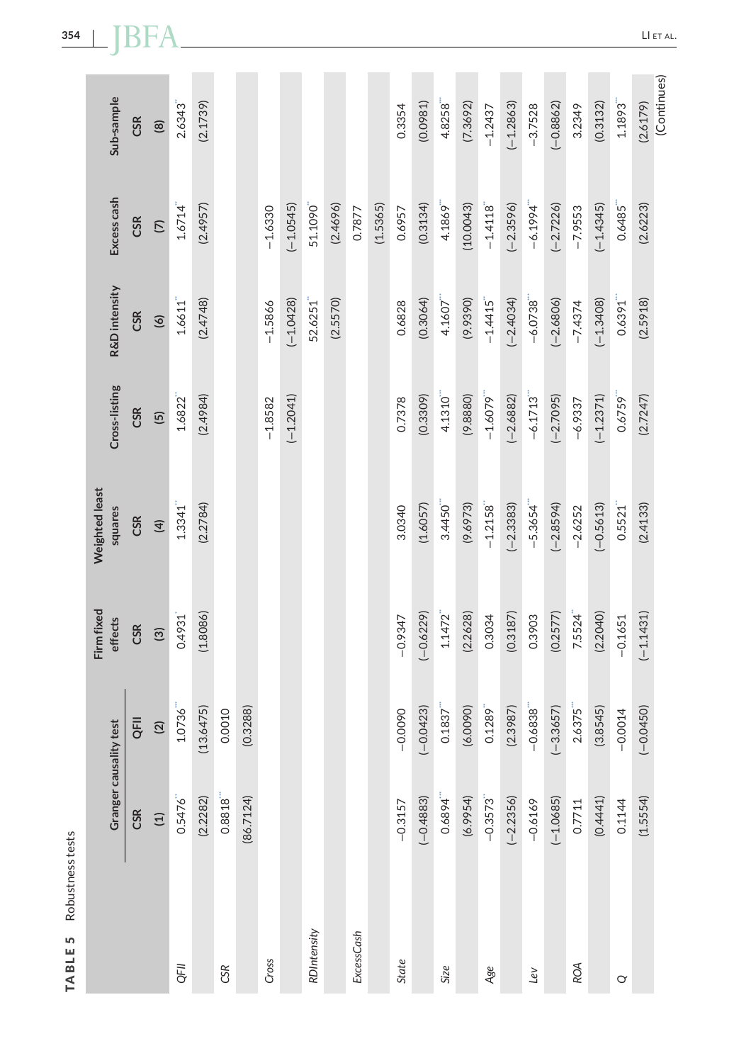**TABLE 5** Robustness tests

| | Granger causality test | | Firm fixed effects | Weighted least squares | Cross-listing | R&D intensity | Excess cash | Sub-sample |
|---|---|---|---|---|---|---|---|---|
| | CSR | QFII | CSR | CSR | CSR | CSR | CSR | CSR |
| | (1) | (2) | (3) | (4) | (5) | (6) | (7) | (8) |
| *QFII* | 0.5476** | 1.0736*** | 0.4931* | 1.3341** | 1.6822** | 1.6611** | 1.6714** | 2.6343** |
| | (2.2282) | (13.6475) | (1.8086) | (2.2784) | (2.4984) | (2.4748) | (2.4957) | (2.1739) |
| *CSR* | 0.8818*** | 0.0010 | | | | | | |
| | (86.7124) | (0.3288) | | | | | | |
| *Cross* | | | | | −1.8582 | −1.5866 | −1.6330 | |
| | | | | | (−1.2041) | (−1.0428) | (−1.0545) | |
| *RDIntensity* | | | | | | 52.6251** | 51.1090** | |
| | | | | | | (2.5570) | (2.4696) | |
| *ExcessCash* | | | | | | | 0.7877 | |
| | | | | | | | (1.5365) | |
| *State* | −0.3157 | −0.0090 | −0.9347 | 3.0340 | 0.7378 | 0.6828 | 0.6957 | 0.3354 |
| | (−0.4883) | (−0.0423) | (−0.6229) | (1.6057) | (0.3309) | (0.3064) | (0.3134) | (0.0981) |
| *Size* | 0.6894*** | 0.1837*** | 1.1472** | 3.4450*** | 4.1310*** | 4.1607*** | 4.1869*** | 4.8258*** |
| | (6.9954) | (6.0090) | (2.2628) | (9.6973) | (9.8880) | (9.9390) | (10.0043) | (7.3692) |
| *Age* | −0.3573** | 0.1289** | 0.3034 | −1.2158** | −1.6079*** | −1.4415** | −1.4118** | −1.2437 |
| | (−2.2356) | (2.3987) | (0.3187) | (−2.3383) | (−2.6882) | (−2.4034) | (−2.3596) | (−1.2863) |
| *Lev* | −0.6169 | −0.6838*** | 0.3903 | −5.3654*** | −6.1713*** | −6.0738*** | −6.1994*** | −3.7528 |
| | (−1.0685) | (−3.3657) | (0.2577) | (−2.8594) | (−2.7095) | (−2.6806) | (−2.7226) | (−0.8862) |
| *ROA* | 0.7711 | 2.6375*** | 7.5524** | −2.6252 | −6.9337 | −7.4374 | −7.9553 | 3.2349 |
| | (0.4441) | (3.8545) | (2.2040) | (−0.5613) | (−1.2371) | (−1.3408) | (−1.4345) | (0.3132) |
| *Q* | 0.1144 | −0.0014 | −0.1651 | 0.5521** | 0.6759*** | 0.6391*** | 0.6485*** | 1.1893** |
| | (1.5554) | (−0.0450) | (−1.1431) | (2.4133) | (2.7247) | (2.5918) | (2.6223) | (2.6179) |

(Continues)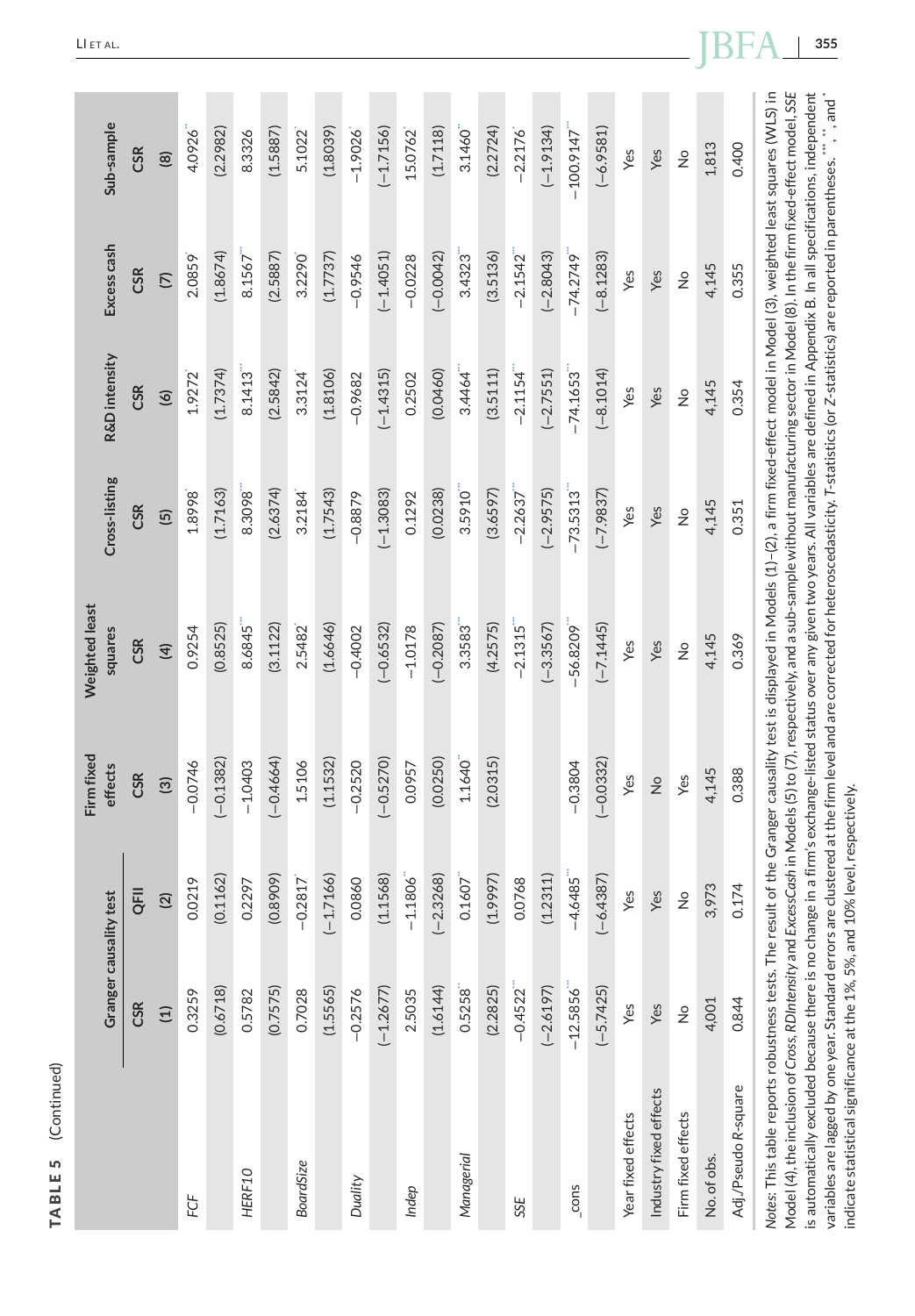**TABLE 5** (Continued)

| | Granger causality test | | Firm fixed effects | Weighted least squares | Cross-listing | R&D intensity | Excess cash | Sub-sample |
|---|---|---|---|---|---|---|---|---|
| | CSR | QFII | CSR | CSR | CSR | CSR | CSR | CSR |
| | (1) | (2) | (3) | (4) | (5) | (6) | (7) | (8) |
| *FCF* | 0.3259 | 0.0219 | −0.0746 | 0.9254 | 1.8998* | 1.9272* | 2.0859* | 4.0926** |
| | (0.6718) | (0.1162) | (−0.1382) | (0.8525) | (1.7163) | (1.7374) | (1.8674) | (2.2982) |
| *HERF10* | 0.5782 | 0.2297 | −1.0403 | 8.6845*** | 8.3098*** | 8.1413*** | 8.1567*** | 8.3326 |
| | (0.7575) | (0.8909) | (−0.4664) | (3.1122) | (2.6374) | (2.5842) | (2.5887) | (1.5887) |
| *BoardSize* | 0.7028 | −0.2817* | 1.5106 | 2.5482* | 3.2184* | 3.3124* | 3.2290* | 5.1022* |
| | (1.5565) | (−1.7166) | (1.1532) | (1.6646) | (1.7543) | (1.8106) | (1.7737) | (1.8039) |
| *Duality* | −0.2576 | 0.0860 | −0.2520 | −0.4002 | −0.8879 | −0.9682 | −0.9546 | −1.9026* |
| | (−1.2677) | (1.1568) | (−0.5270) | (−0.6532) | (−1.3083) | (−1.4315) | (−1.4051) | (−1.7156) |
| *Indep* | 2.5035 | −1.1806** | 0.0957 | −1.0178 | 0.1292 | 0.2502 | −0.0228 | 15.0762* |
| | (1.6144) | (−2.3268) | (0.0250) | (−0.2087) | (0.0238) | (0.0460) | (−0.0042) | (1.7118) |
| *Managerial* | 0.5258** | 0.1607** | 1.1640** | 3.3583*** | 3.5910*** | 3.4464*** | 3.4323*** | 3.1460** |
| | (2.2825) | (1.9997) | (2.0315) | (4.2575) | (3.6597) | (3.5111) | (3.5136) | (2.2724) |
| *SSE* | −0.4522*** | 0.0768 | | −2.1315*** | −2.2637*** | −2.1154*** | −2.1542*** | −2.2176* |
| | (−2.6197) | (1.2311) | | (−3.3567) | (−2.9575) | (−2.7551) | (−2.8043) | (−1.9134) |
| _cons | −12.5856*** | −4.6485*** | −0.3804 | −56.8209*** | −73.5313*** | −74.1653*** | −74.2749*** | −100.9147*** |
| | (−5.7425) | (−6.4387) | (−0.0332) | (−7.1445) | (−7.9837) | (−8.1014) | (−8.1283) | (−6.9581) |
| Year fixed effects | Yes | Yes | Yes | Yes | Yes | Yes | Yes | Yes |
| Industry fixed effects | Yes | Yes | No | Yes | Yes | Yes | Yes | Yes |
| Firm fixed effects | No | No | Yes | No | No | No | No | No |
| No. of obs. | 4,001 | 3,973 | 4,145 | 4,145 | 4,145 | 4,145 | 4,145 | 1,813 |
| Adj./Pseudo R-square | 0.844 | 0.174 | 0.388 | 0.369 | 0.351 | 0.354 | 0.355 | 0.400 |

*Notes*: This table reports robustness tests. The result of the Granger causality test is displayed in Models (1)–(2), a firm fixed-effect model in Model (3), weighted least squares (WLS) in Model (4), the inclusion of *Cross*, *RDIntensity* and *ExcessCash* in Models (5) to (7), respectively, and a sub-sample without manufacturing sector in Model (8). In the firm fixed-effect model, *SSE* is automatically excluded because there is no change in a firm's exchange-listed status over any given two years. All variables are defined in Appendix B. In all specifications, independent variables are lagged by one year. Standard errors are clustered at the firm level and are corrected for heteroscedasticity. *T*-statistics (or *Z*-statistics) are reported in parentheses. ***, **, and * indicate statistical significance at the 1%, 5%, and 10% level, respectively.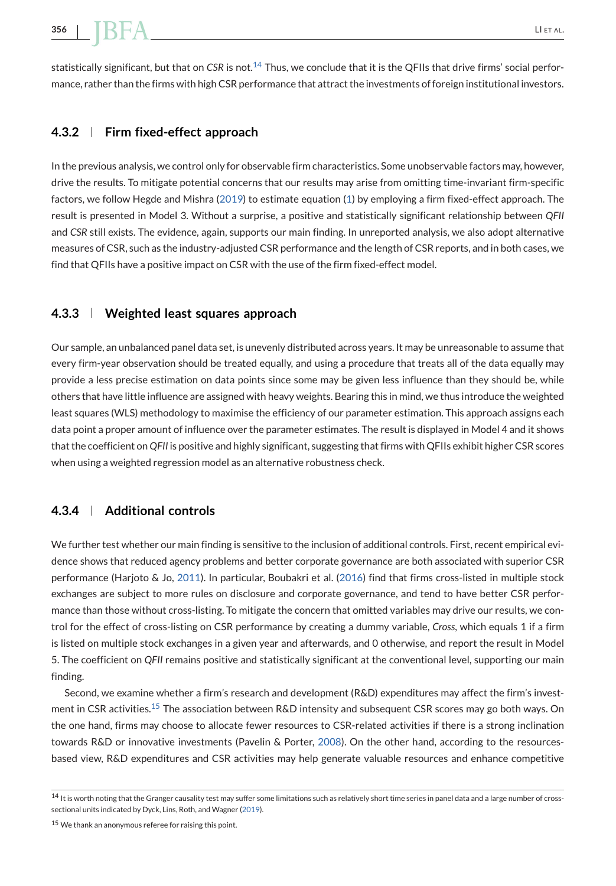statistically significant, but that on *CSR* is not.[14] Thus, we conclude that it is the QFIIs that drive firms' social performance, rather than the firms with high CSR performance that attract the investments of foreign institutional investors.

### 4.3.2 | Firm fixed-effect approach

In the previous analysis, we control only for observable firm characteristics. Some unobservable factors may, however, drive the results. To mitigate potential concerns that our results may arise from omitting time-invariant firm-specific factors, we follow Hegde and Mishra (2019) to estimate equation (1) by employing a firm fixed-effect approach. The result is presented in Model 3. Without a surprise, a positive and statistically significant relationship between *QFII* and *CSR* still exists. The evidence, again, supports our main finding. In unreported analysis, we also adopt alternative measures of CSR, such as the industry-adjusted CSR performance and the length of CSR reports, and in both cases, we find that QFIIs have a positive impact on CSR with the use of the firm fixed-effect model.

### 4.3.3 | Weighted least squares approach

Our sample, an unbalanced panel data set, is unevenly distributed across years. It may be unreasonable to assume that every firm-year observation should be treated equally, and using a procedure that treats all of the data equally may provide a less precise estimation on data points since some may be given less influence than they should be, while others that have little influence are assigned with heavy weights. Bearing this in mind, we thus introduce the weighted least squares (WLS) methodology to maximise the efficiency of our parameter estimation. This approach assigns each data point a proper amount of influence over the parameter estimates. The result is displayed in Model 4 and it shows that the coefficient on *QFII* is positive and highly significant, suggesting that firms with QFIIs exhibit higher CSR scores when using a weighted regression model as an alternative robustness check.

### 4.3.4 | Additional controls

We further test whether our main finding is sensitive to the inclusion of additional controls. First, recent empirical evidence shows that reduced agency problems and better corporate governance are both associated with superior CSR performance (Harjoto & Jo, 2011). In particular, Boubakri et al. (2016) find that firms cross-listed in multiple stock exchanges are subject to more rules on disclosure and corporate governance, and tend to have better CSR performance than those without cross-listing. To mitigate the concern that omitted variables may drive our results, we control for the effect of cross-listing on CSR performance by creating a dummy variable, *Cross*, which equals 1 if a firm is listed on multiple stock exchanges in a given year and afterwards, and 0 otherwise, and report the result in Model 5. The coefficient on *QFII* remains positive and statistically significant at the conventional level, supporting our main finding.

Second, we examine whether a firm's research and development (R&D) expenditures may affect the firm's investment in CSR activities.[15] The association between R&D intensity and subsequent CSR scores may go both ways. On the one hand, firms may choose to allocate fewer resources to CSR-related activities if there is a strong inclination towards R&D or innovative investments (Pavelin & Porter, 2008). On the other hand, according to the resources-based view, R&D expenditures and CSR activities may help generate valuable resources and enhance competitive

[14] It is worth noting that the Granger causality test may suffer some limitations such as relatively short time series in panel data and a large number of cross-sectional units indicated by Dyck, Lins, Roth, and Wagner (2019).

[15] We thank an anonymous referee for raising this point.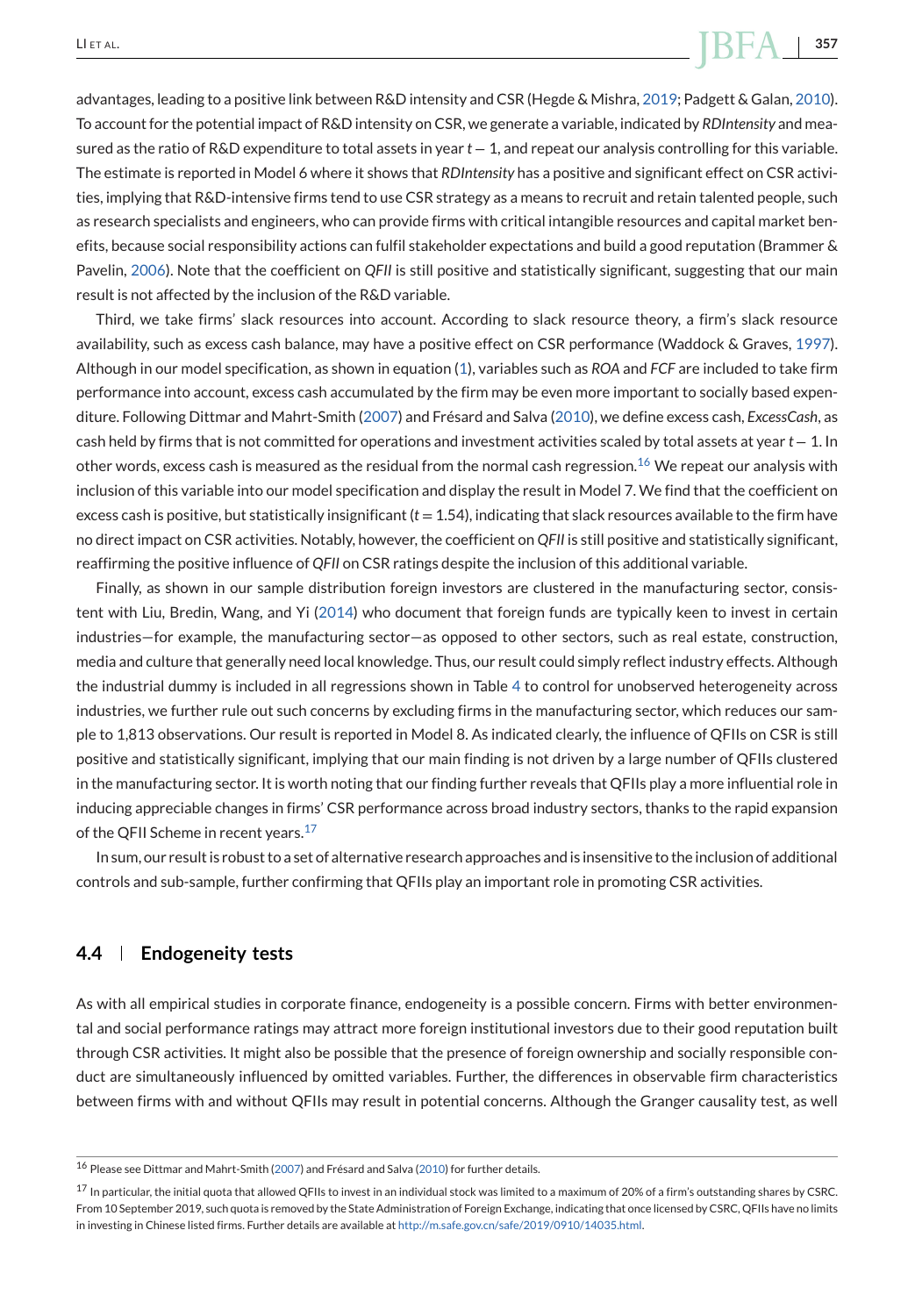advantages, leading to a positive link between R&D intensity and CSR (Hegde & Mishra, 2019; Padgett & Galan, 2010). To account for the potential impact of R&D intensity on CSR, we generate a variable, indicated by *RDIntensity* and measured as the ratio of R&D expenditure to total assets in year $t-1$, and repeat our analysis controlling for this variable. The estimate is reported in Model 6 where it shows that *RDIntensity* has a positive and significant effect on CSR activities, implying that R&D-intensive firms tend to use CSR strategy as a means to recruit and retain talented people, such as research specialists and engineers, who can provide firms with critical intangible resources and capital market benefits, because social responsibility actions can fulfil stakeholder expectations and build a good reputation (Brammer & Pavelin, 2006). Note that the coefficient on *QFII* is still positive and statistically significant, suggesting that our main result is not affected by the inclusion of the R&D variable.

Third, we take firms' slack resources into account. According to slack resource theory, a firm's slack resource availability, such as excess cash balance, may have a positive effect on CSR performance (Waddock & Graves, 1997). Although in our model specification, as shown in equation (1), variables such as *ROA* and *FCF* are included to take firm performance into account, excess cash accumulated by the firm may be even more important to socially based expenditure. Following Dittmar and Mahrt-Smith (2007) and Frésard and Salva (2010), we define excess cash, *ExcessCash*, as cash held by firms that is not committed for operations and investment activities scaled by total assets at year $t-1$. In other words, excess cash is measured as the residual from the normal cash regression.[16] We repeat our analysis with inclusion of this variable into our model specification and display the result in Model 7. We find that the coefficient on excess cash is positive, but statistically insignificant ($t = 1.54$), indicating that slack resources available to the firm have no direct impact on CSR activities. Notably, however, the coefficient on *QFII* is still positive and statistically significant, reaffirming the positive influence of *QFII* on CSR ratings despite the inclusion of this additional variable.

Finally, as shown in our sample distribution foreign investors are clustered in the manufacturing sector, consistent with Liu, Bredin, Wang, and Yi (2014) who document that foreign funds are typically keen to invest in certain industries—for example, the manufacturing sector—as opposed to other sectors, such as real estate, construction, media and culture that generally need local knowledge. Thus, our result could simply reflect industry effects. Although the industrial dummy is included in all regressions shown in Table 4 to control for unobserved heterogeneity across industries, we further rule out such concerns by excluding firms in the manufacturing sector, which reduces our sample to 1,813 observations. Our result is reported in Model 8. As indicated clearly, the influence of QFIIs on CSR is still positive and statistically significant, implying that our main finding is not driven by a large number of QFIIs clustered in the manufacturing sector. It is worth noting that our finding further reveals that QFIIs play a more influential role in inducing appreciable changes in firms' CSR performance across broad industry sectors, thanks to the rapid expansion of the QFII Scheme in recent years.[17]

In sum, our result is robust to a set of alternative research approaches and is insensitive to the inclusion of additional controls and sub-sample, further confirming that QFIIs play an important role in promoting CSR activities.

## 4.4 Endogeneity tests

As with all empirical studies in corporate finance, endogeneity is a possible concern. Firms with better environmental and social performance ratings may attract more foreign institutional investors due to their good reputation built through CSR activities. It might also be possible that the presence of foreign ownership and socially responsible conduct are simultaneously influenced by omitted variables. Further, the differences in observable firm characteristics between firms with and without QFIIs may result in potential concerns. Although the Granger causality test, as well

---

[16] Please see Dittmar and Mahrt-Smith (2007) and Frésard and Salva (2010) for further details.

[17] In particular, the initial quota that allowed QFIIs to invest in an individual stock was limited to a maximum of 20% of a firm's outstanding shares by CSRC. From 10 September 2019, such quota is removed by the State Administration of Foreign Exchange, indicating that once licensed by CSRC, QFIIs have no limits in investing in Chinese listed firms. Further details are available at http://m.safe.gov.cn/safe/2019/0910/14035.html.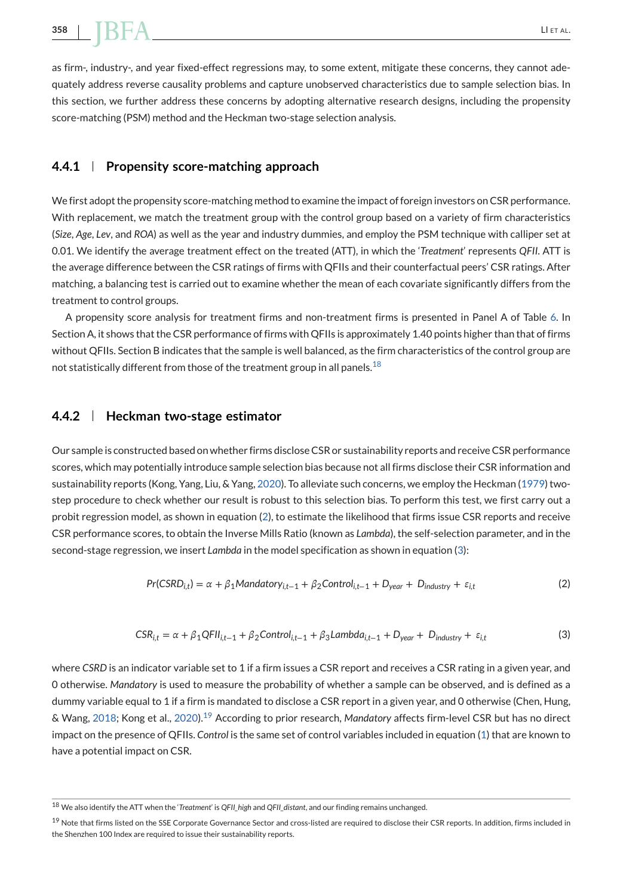as firm-, industry-, and year fixed-effect regressions may, to some extent, mitigate these concerns, they cannot adequately address reverse causality problems and capture unobserved characteristics due to sample selection bias. In this section, we further address these concerns by adopting alternative research designs, including the propensity score-matching (PSM) method and the Heckman two-stage selection analysis.

### 4.4.1 Propensity score-matching approach

We first adopt the propensity score-matching method to examine the impact of foreign investors on CSR performance. With replacement, we match the treatment group with the control group based on a variety of firm characteristics (*Size*, *Age*, *Lev*, and *ROA*) as well as the year and industry dummies, and employ the PSM technique with calliper set at 0.01. We identify the average treatment effect on the treated (ATT), in which the '*Treatment*' represents *QFII*. ATT is the average difference between the CSR ratings of firms with QFIIs and their counterfactual peers' CSR ratings. After matching, a balancing test is carried out to examine whether the mean of each covariate significantly differs from the treatment to control groups.

A propensity score analysis for treatment firms and non-treatment firms is presented in Panel A of Table 6. In Section A, it shows that the CSR performance of firms with QFIIs is approximately 1.40 points higher than that of firms without QFIIs. Section B indicates that the sample is well balanced, as the firm characteristics of the control group are not statistically different from those of the treatment group in all panels.[18]

### 4.4.2 Heckman two-stage estimator

Our sample is constructed based on whether firms disclose CSR or sustainability reports and receive CSR performance scores, which may potentially introduce sample selection bias because not all firms disclose their CSR information and sustainability reports (Kong, Yang, Liu, & Yang, 2020). To alleviate such concerns, we employ the Heckman (1979) two-step procedure to check whether our result is robust to this selection bias. To perform this test, we first carry out a probit regression model, as shown in equation (2), to estimate the likelihood that firms issue CSR reports and receive CSR performance scores, to obtain the Inverse Mills Ratio (known as *Lambda*), the self-selection parameter, and in the second-stage regression, we insert *Lambda* in the model specification as shown in equation (3):

$$Pr(CSRD_{i,t}) = \alpha + \beta_1 Mandatory_{i,t-1} + \beta_2 Control_{i,t-1} + D_{year} + D_{industry} + \varepsilon_{i,t} \tag{2}$$

$$CSR_{i,t} = \alpha + \beta_1 QFII_{i,t-1} + \beta_2 Control_{i,t-1} + \beta_3 Lambda_{i,t-1} + D_{year} + D_{industry} + \varepsilon_{i,t} \tag{3}$$

where *CSRD* is an indicator variable set to 1 if a firm issues a CSR report and receives a CSR rating in a given year, and 0 otherwise. *Mandatory* is used to measure the probability of whether a sample can be observed, and is defined as a dummy variable equal to 1 if a firm is mandated to disclose a CSR report in a given year, and 0 otherwise (Chen, Hung, & Wang, 2018; Kong et al., 2020).[19] According to prior research, *Mandatory* affects firm-level CSR but has no direct impact on the presence of QFIIs. *Control* is the same set of control variables included in equation (1) that are known to have a potential impact on CSR.

---

[18] We also identify the ATT when the '*Treatment*' is *QFII_high* and *QFII_distant*, and our finding remains unchanged.

[19] Note that firms listed on the SSE Corporate Governance Sector and cross-listed are required to disclose their CSR reports. In addition, firms included in the Shenzhen 100 Index are required to issue their sustainability reports.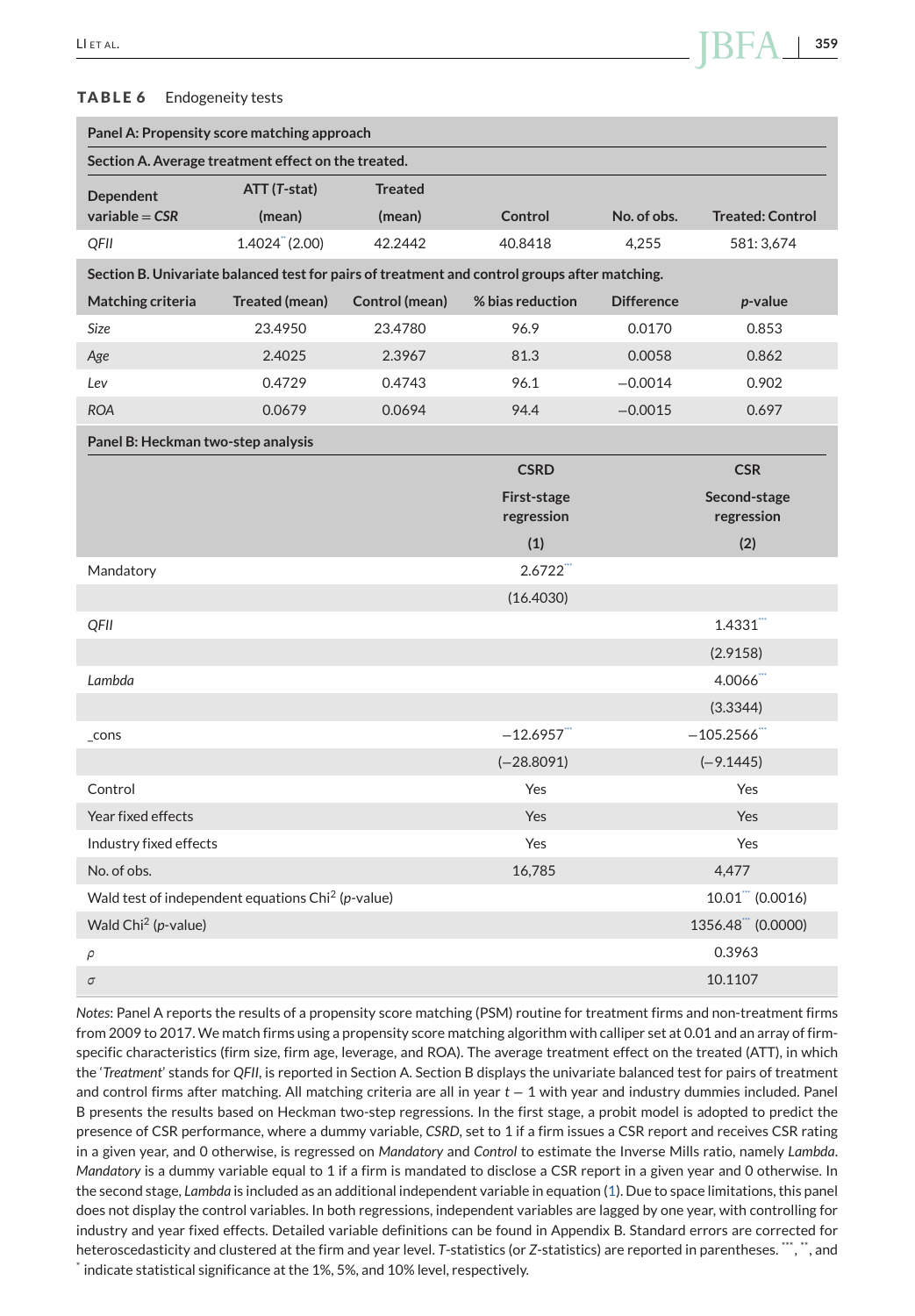**TABLE 6** Endogeneity tests

| **Panel A: Propensity score matching approach** | | | | | |
|---|---|---|---|---|---|
| **Section A. Average treatment effect on the treated.** | | | | | |
| **Dependent variable = *CSR*** | **ATT (*T*-stat) (mean)** | **Treated (mean)** | **Control** | **No. of obs.** | **Treated: Control** |
| *QFII* | 1.4024** (2.00) | 42.2442 | 40.8418 | 4,255 | 581: 3,674 |
| **Section B. Univariate balanced test for pairs of treatment and control groups after matching.** | | | | | |
| **Matching criteria** | **Treated (mean)** | **Control (mean)** | **% bias reduction** | **Difference** | ***p*-value** |
| *Size* | 23.4950 | 23.4780 | 96.9 | 0.0170 | 0.853 |
| *Age* | 2.4025 | 2.3967 | 81.3 | 0.0058 | 0.862 |
| *Lev* | 0.4729 | 0.4743 | 96.1 | −0.0014 | 0.902 |
| *ROA* | 0.0679 | 0.0694 | 94.4 | −0.0015 | 0.697 |

| **Panel B: Heckman two-step analysis** | | |
|---|---|---|
| | **CSRD** | **CSR** |
| | **First-stage regression** | **Second-stage regression** |
| | **(1)** | **(2)** |
| Mandatory | 2.6722*** | |
| | (16.4030) | |
| *QFII* | | 1.4331*** |
| | | (2.9158) |
| *Lambda* | | 4.0066*** |
| | | (3.3344) |
| _cons | −12.6957*** | −105.2566*** |
| | (−28.8091) | (−9.1445) |
| Control | Yes | Yes |
| Year fixed effects | Yes | Yes |
| Industry fixed effects | Yes | Yes |
| No. of obs. | 16,785 | 4,477 |
| Wald test of independent equations Chi$^2$ (*p*-value) | | 10.01*** (0.0016) |
| Wald Chi$^2$ (*p*-value) | | 1356.48*** (0.0000) |
| $\rho$ | | 0.3963 |
| $\sigma$ | | 10.1107 |

*Notes*: Panel A reports the results of a propensity score matching (PSM) routine for treatment firms and non-treatment firms from 2009 to 2017. We match firms using a propensity score matching algorithm with calliper set at 0.01 and an array of firm-specific characteristics (firm size, firm age, leverage, and ROA). The average treatment effect on the treated (ATT), in which the '*Treatment*' stands for *QFII*, is reported in Section A. Section B displays the univariate balanced test for pairs of treatment and control firms after matching. All matching criteria are all in year $t-1$ with year and industry dummies included. Panel B presents the results based on Heckman two-step regressions. In the first stage, a probit model is adopted to predict the presence of CSR performance, where a dummy variable, *CSRD*, set to 1 if a firm issues a CSR report and receives CSR rating in a given year, and 0 otherwise, is regressed on *Mandatory* and *Control* to estimate the Inverse Mills ratio, namely *Lambda*. *Mandatory* is a dummy variable equal to 1 if a firm is mandated to disclose a CSR report in a given year and 0 otherwise. In the second stage, *Lambda* is included as an additional independent variable in equation (1). Due to space limitations, this panel does not display the control variables. In both regressions, independent variables are lagged by one year, with controlling for industry and year fixed effects. Detailed variable definitions can be found in Appendix B. Standard errors are corrected for heteroscedasticity and clustered at the firm and year level. *T*-statistics (or *Z*-statistics) are reported in parentheses. ***, **, and * indicate statistical significance at the 1%, 5%, and 10% level, respectively.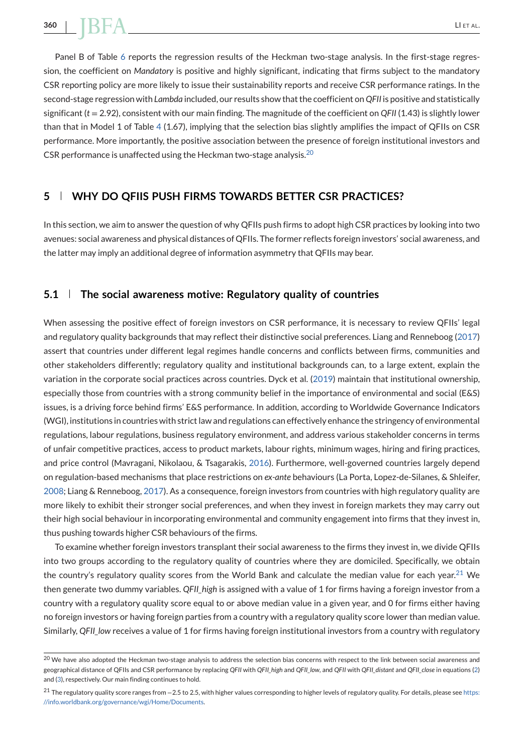Panel B of Table 6 reports the regression results of the Heckman two-stage analysis. In the first-stage regression, the coefficient on *Mandatory* is positive and highly significant, indicating that firms subject to the mandatory CSR reporting policy are more likely to issue their sustainability reports and receive CSR performance ratings. In the second-stage regression with *Lambda* included, our results show that the coefficient on *QFII* is positive and statistically significant ($t = 2.92$), consistent with our main finding. The magnitude of the coefficient on *QFII* (1.43) is slightly lower than that in Model 1 of Table 4 (1.67), implying that the selection bias slightly amplifies the impact of QFIIs on CSR performance. More importantly, the positive association between the presence of foreign institutional investors and CSR performance is unaffected using the Heckman two-stage analysis.[20]

## 5 | WHY DO QFIIS PUSH FIRMS TOWARDS BETTER CSR PRACTICES?

In this section, we aim to answer the question of why QFIIs push firms to adopt high CSR practices by looking into two avenues: social awareness and physical distances of QFIIs. The former reflects foreign investors' social awareness, and the latter may imply an additional degree of information asymmetry that QFIIs may bear.

### 5.1 | The social awareness motive: Regulatory quality of countries

When assessing the positive effect of foreign investors on CSR performance, it is necessary to review QFIIs' legal and regulatory quality backgrounds that may reflect their distinctive social preferences. Liang and Renneboog (2017) assert that countries under different legal regimes handle concerns and conflicts between firms, communities and other stakeholders differently; regulatory quality and institutional backgrounds can, to a large extent, explain the variation in the corporate social practices across countries. Dyck et al. (2019) maintain that institutional ownership, especially those from countries with a strong community belief in the importance of environmental and social (E&S) issues, is a driving force behind firms' E&S performance. In addition, according to Worldwide Governance Indicators (WGI), institutions in countries with strict law and regulations can effectively enhance the stringency of environmental regulations, labour regulations, business regulatory environment, and address various stakeholder concerns in terms of unfair competitive practices, access to product markets, labour rights, minimum wages, hiring and firing practices, and price control (Mavragani, Nikolaou, & Tsagarakis, 2016). Furthermore, well-governed countries largely depend on regulation-based mechanisms that place restrictions on *ex-ante* behaviours (La Porta, Lopez-de-Silanes, & Shleifer, 2008; Liang & Renneboog, 2017). As a consequence, foreign investors from countries with high regulatory quality are more likely to exhibit their stronger social preferences, and when they invest in foreign markets they may carry out their high social behaviour in incorporating environmental and community engagement into firms that they invest in, thus pushing towards higher CSR behaviours of the firms.

To examine whether foreign investors transplant their social awareness to the firms they invest in, we divide QFIIs into two groups according to the regulatory quality of countries where they are domiciled. Specifically, we obtain the country's regulatory quality scores from the World Bank and calculate the median value for each year.[21] We then generate two dummy variables. *QFII_high* is assigned with a value of 1 for firms having a foreign investor from a country with a regulatory quality score equal to or above median value in a given year, and 0 for firms either having no foreign investors or having foreign parties from a country with a regulatory quality score lower than median value. Similarly, *QFII_low* receives a value of 1 for firms having foreign institutional investors from a country with regulatory

---

[20] We have also adopted the Heckman two-stage analysis to address the selection bias concerns with respect to the link between social awareness and geographical distance of QFIIs and CSR performance by replacing *QFII* with *QFII_high* and *QFII_low*, and *QFII* with *QFII_distant* and *QFII_close* in equations (2) and (3), respectively. Our main finding continues to hold.

[21] The regulatory quality score ranges from −2.5 to 2.5, with higher values corresponding to higher levels of regulatory quality. For details, please see https://info.worldbank.org/governance/wgi/Home/Documents.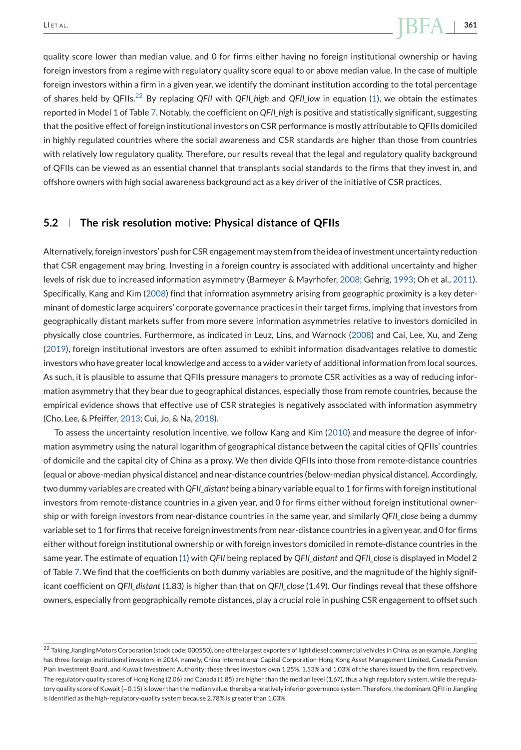quality score lower than median value, and 0 for firms either having no foreign institutional ownership or having foreign investors from a regime with regulatory quality score equal to or above median value. In the case of multiple foreign investors within a firm in a given year, we identify the dominant institution according to the total percentage of shares held by QFIIs.[22] By replacing *QFII* with *QFII_high* and *QFII_low* in equation (1), we obtain the estimates reported in Model 1 of Table 7. Notably, the coefficient on *QFII_high* is positive and statistically significant, suggesting that the positive effect of foreign institutional investors on CSR performance is mostly attributable to QFIIs domiciled in highly regulated countries where the social awareness and CSR standards are higher than those from countries with relatively low regulatory quality. Therefore, our results reveal that the legal and regulatory quality background of QFIIs can be viewed as an essential channel that transplants social standards to the firms that they invest in, and offshore owners with high social awareness background act as a key driver of the initiative of CSR practices.

## 5.2 | The risk resolution motive: Physical distance of QFIIs

Alternatively, foreign investors' push for CSR engagement may stem from the idea of investment uncertainty reduction that CSR engagement may bring. Investing in a foreign country is associated with additional uncertainty and higher levels of risk due to increased information asymmetry (Barmeyer & Mayrhofer, 2008; Gehrig, 1993; Oh et al., 2011). Specifically, Kang and Kim (2008) find that information asymmetry arising from geographic proximity is a key determinant of domestic large acquirers' corporate governance practices in their target firms, implying that investors from geographically distant markets suffer from more severe information asymmetries relative to investors domiciled in physically close countries. Furthermore, as indicated in Leuz, Lins, and Warnock (2008) and Cai, Lee, Xu, and Zeng (2019), foreign institutional investors are often assumed to exhibit information disadvantages relative to domestic investors who have greater local knowledge and access to a wider variety of additional information from local sources. As such, it is plausible to assume that QFIIs pressure managers to promote CSR activities as a way of reducing information asymmetry that they bear due to geographical distances, especially those from remote countries, because the empirical evidence shows that effective use of CSR strategies is negatively associated with information asymmetry (Cho, Lee, & Pfeiffer, 2013; Cui, Jo, & Na, 2018).

To assess the uncertainty resolution incentive, we follow Kang and Kim (2010) and measure the degree of information asymmetry using the natural logarithm of geographical distance between the capital cities of QFIIs' countries of domicile and the capital city of China as a proxy. We then divide QFIIs into those from remote-distance countries (equal or above-median physical distance) and near-distance countries (below-median physical distance). Accordingly, two dummy variables are created with *QFII_distant* being a binary variable equal to 1 for firms with foreign institutional investors from remote-distance countries in a given year, and 0 for firms either without foreign institutional ownership or with foreign investors from near-distance countries in the same year, and similarly *QFII_close* being a dummy variable set to 1 for firms that receive foreign investments from near-distance countries in a given year, and 0 for firms either without foreign institutional ownership or with foreign investors domiciled in remote-distance countries in the same year. The estimate of equation (1) with *QFII* being replaced by *QFII_distant* and *QFII_close* is displayed in Model 2 of Table 7. We find that the coefficients on both dummy variables are positive, and the magnitude of the highly significant coefficient on *QFII_distant* (1.83) is higher than that on *QFII_close* (1.49). Our findings reveal that these offshore owners, especially from geographically remote distances, play a crucial role in pushing CSR engagement to offset such

---

[22] Taking Jiangling Motors Corporation (stock code: 000550), one of the largest exporters of light diesel commercial vehicles in China, as an example, Jiangling has three foreign institutional investors in 2014, namely, China International Capital Corporation Hong Kong Asset Management Limited, Canada Pension Plan Investment Board, and Kuwait Investment Authority; these three investors own 1.25%, 1.53% and 1.03% of the shares issued by the firm, respectively. The regulatory quality scores of Hong Kong (2.06) and Canada (1.85) are higher than the median level (1.67), thus a high regulatory system, while the regulatory quality score of Kuwait (−0.15) is lower than the median value, thereby a relatively inferior governance system. Therefore, the dominant QFII in Jiangling is identified as the high-regulatory-quality system because 2.78% is greater than 1.03%.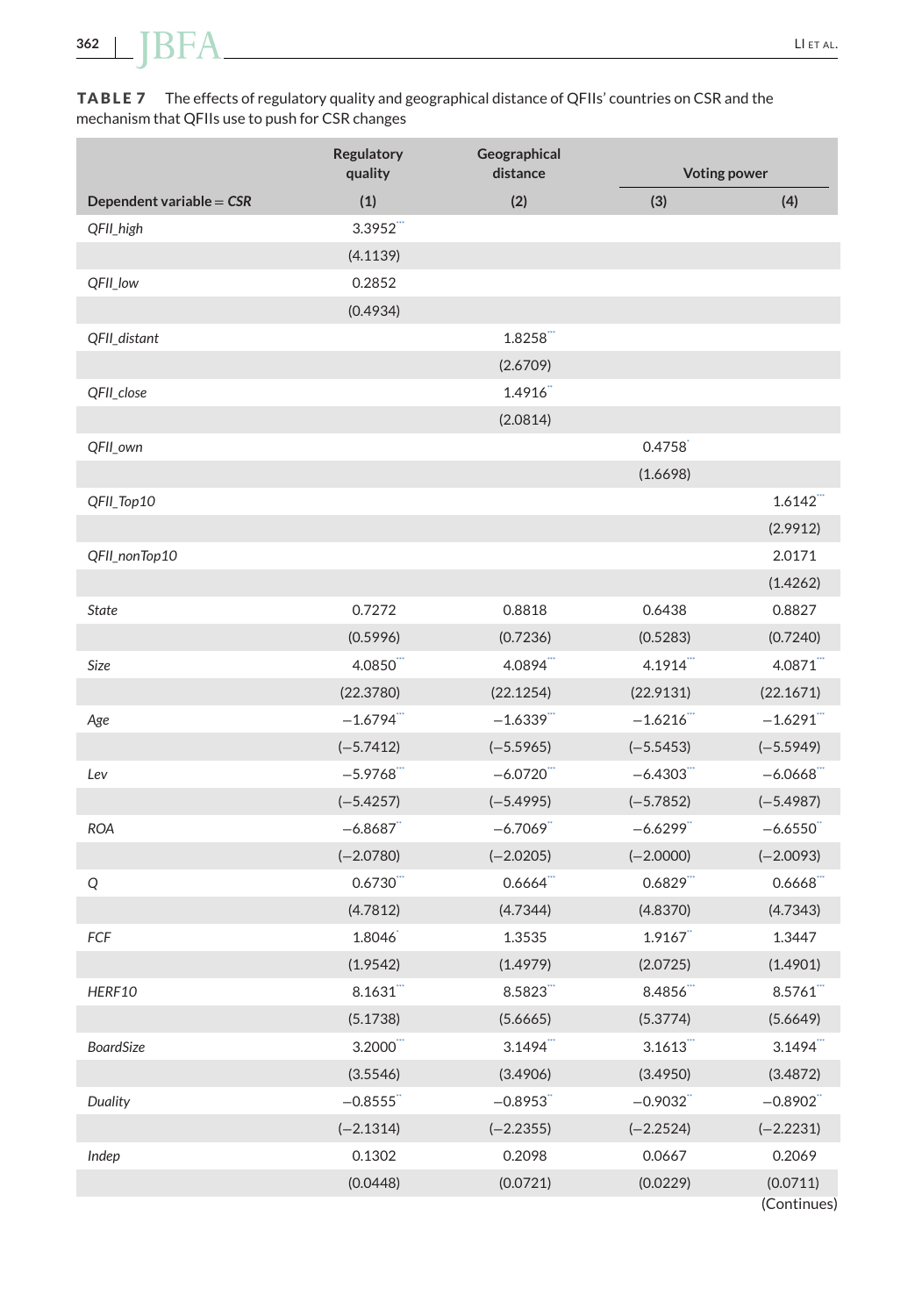**TABLE 7** The effects of regulatory quality and geographical distance of QFIIs' countries on CSR and the mechanism that QFIIs use to push for CSR changes

| | Regulatory quality | Geographical distance | Voting power | |
|---|---|---|---|---|
| Dependent variable = *CSR* | (1) | (2) | (3) | (4) |
| *QFII_high* | 3.3952*** | | | |
| | (4.1139) | | | |
| *QFII_low* | 0.2852 | | | |
| | (0.4934) | | | |
| *QFII_distant* | | 1.8258*** | | |
| | | (2.6709) | | |
| *QFII_close* | | 1.4916** | | |
| | | (2.0814) | | |
| *QFII_own* | | | 0.4758* | |
| | | | (1.6698) | |
| *QFII_Top10* | | | | 1.6142*** |
| | | | | (2.9912) |
| *QFII_nonTop10* | | | | 2.0171 |
| | | | | (1.4262) |
| *State* | 0.7272 | 0.8818 | 0.6438 | 0.8827 |
| | (0.5996) | (0.7236) | (0.5283) | (0.7240) |
| *Size* | 4.0850*** | 4.0894*** | 4.1914*** | 4.0871*** |
| | (22.3780) | (22.1254) | (22.9131) | (22.1671) |
| *Age* | −1.6794*** | −1.6339*** | −1.6216*** | −1.6291*** |
| | (−5.7412) | (−5.5965) | (−5.5453) | (−5.5949) |
| *Lev* | −5.9768*** | −6.0720*** | −6.4303*** | −6.0668*** |
| | (−5.4257) | (−5.4995) | (−5.7852) | (−5.4987) |
| *ROA* | −6.8687** | −6.7069** | −6.6299** | −6.6550** |
| | (−2.0780) | (−2.0205) | (−2.0000) | (−2.0093) |
| *Q* | 0.6730*** | 0.6664*** | 0.6829*** | 0.6668*** |
| | (4.7812) | (4.7344) | (4.8370) | (4.7343) |
| *FCF* | 1.8046* | 1.3535 | 1.9167** | 1.3447 |
| | (1.9542) | (1.4979) | (2.0725) | (1.4901) |
| *HERF10* | 8.1631*** | 8.5823*** | 8.4856*** | 8.5761*** |
| | (5.1738) | (5.6665) | (5.3774) | (5.6649) |
| *BoardSize* | 3.2000*** | 3.1494*** | 3.1613*** | 3.1494*** |
| | (3.5546) | (3.4906) | (3.4950) | (3.4872) |
| *Duality* | −0.8555** | −0.8953** | −0.9032** | −0.8902** |
| | (−2.1314) | (−2.2355) | (−2.2524) | (−2.2231) |
| *Indep* | 0.1302 | 0.2098 | 0.0667 | 0.2069 |
| | (0.0448) | (0.0721) | (0.0229) | (0.0711) |

(Continues)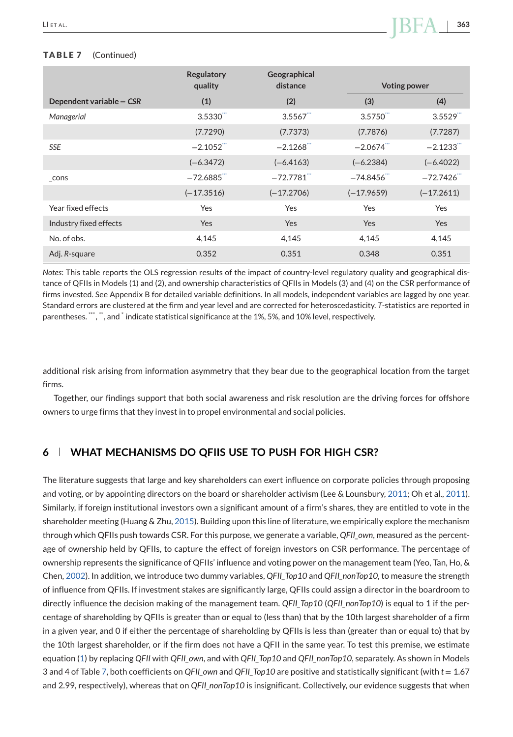**TABLE 7** (Continued)

| Dependent variable = *CSR* | Regulatory quality (1) | Geographical distance (2) | Voting power (3) | (4) |
|---|---|---|---|---|
| *Managerial* | 3.5330*** | 3.5567*** | 3.5750*** | 3.5529*** |
| | (7.7290) | (7.7373) | (7.7876) | (7.7287) |
| *SSE* | −2.1052*** | −2.1268*** | −2.0674*** | −2.1233*** |
| | (−6.3472) | (−6.4163) | (−6.2384) | (−6.4022) |
| _cons | −72.6885*** | −72.7781*** | −74.8456*** | −72.7426*** |
| | (−17.3516) | (−17.2706) | (−17.9659) | (−17.2611) |
| Year fixed effects | Yes | Yes | Yes | Yes |
| Industry fixed effects | Yes | Yes | Yes | Yes |
| No. of obs. | 4,145 | 4,145 | 4,145 | 4,145 |
| Adj. *R*-square | 0.352 | 0.351 | 0.348 | 0.351 |

*Notes*: This table reports the OLS regression results of the impact of country-level regulatory quality and geographical distance of QFIIs in Models (1) and (2), and ownership characteristics of QFIIs in Models (3) and (4) on the CSR performance of firms invested. See Appendix B for detailed variable definitions. In all models, independent variables are lagged by one year. Standard errors are clustered at the firm and year level and are corrected for heteroscedasticity. *T*-statistics are reported in parentheses. ***, **, and * indicate statistical significance at the 1%, 5%, and 10% level, respectively.

additional risk arising from information asymmetry that they bear due to the geographical location from the target firms.

Together, our findings support that both social awareness and risk resolution are the driving forces for offshore owners to urge firms that they invest in to propel environmental and social policies.

## 6 WHAT MECHANISMS DO QFIIS USE TO PUSH FOR HIGH CSR?

The literature suggests that large and key shareholders can exert influence on corporate policies through proposing and voting, or by appointing directors on the board or shareholder activism (Lee & Lounsbury, 2011; Oh et al., 2011). Similarly, if foreign institutional investors own a significant amount of a firm's shares, they are entitled to vote in the shareholder meeting (Huang & Zhu, 2015). Building upon this line of literature, we empirically explore the mechanism through which QFIIs push towards CSR. For this purpose, we generate a variable, *QFII_own*, measured as the percentage of ownership held by QFIIs, to capture the effect of foreign investors on CSR performance. The percentage of ownership represents the significance of QFIIs' influence and voting power on the management team (Yeo, Tan, Ho, & Chen, 2002). In addition, we introduce two dummy variables, *QFII_Top10* and *QFII_nonTop10*, to measure the strength of influence from QFIIs. If investment stakes are significantly large, QFIIs could assign a director in the boardroom to directly influence the decision making of the management team. *QFII_Top10* (*QFII_nonTop10*) is equal to 1 if the percentage of shareholding by QFIIs is greater than or equal to (less than) that by the 10th largest shareholder of a firm in a given year, and 0 if either the percentage of shareholding by QFIIs is less than (greater than or equal to) that by the 10th largest shareholder, or if the firm does not have a QFII in the same year. To test this premise, we estimate equation (1) by replacing *QFII* with *QFII_own*, and with *QFII_Top10* and *QFII_nonTop10*, separately. As shown in Models 3 and 4 of Table 7, both coefficients on *QFII_own* and *QFII_Top10* are positive and statistically significant (with $t = 1.67$ and 2.99, respectively), whereas that on *QFII_nonTop10* is insignificant. Collectively, our evidence suggests that when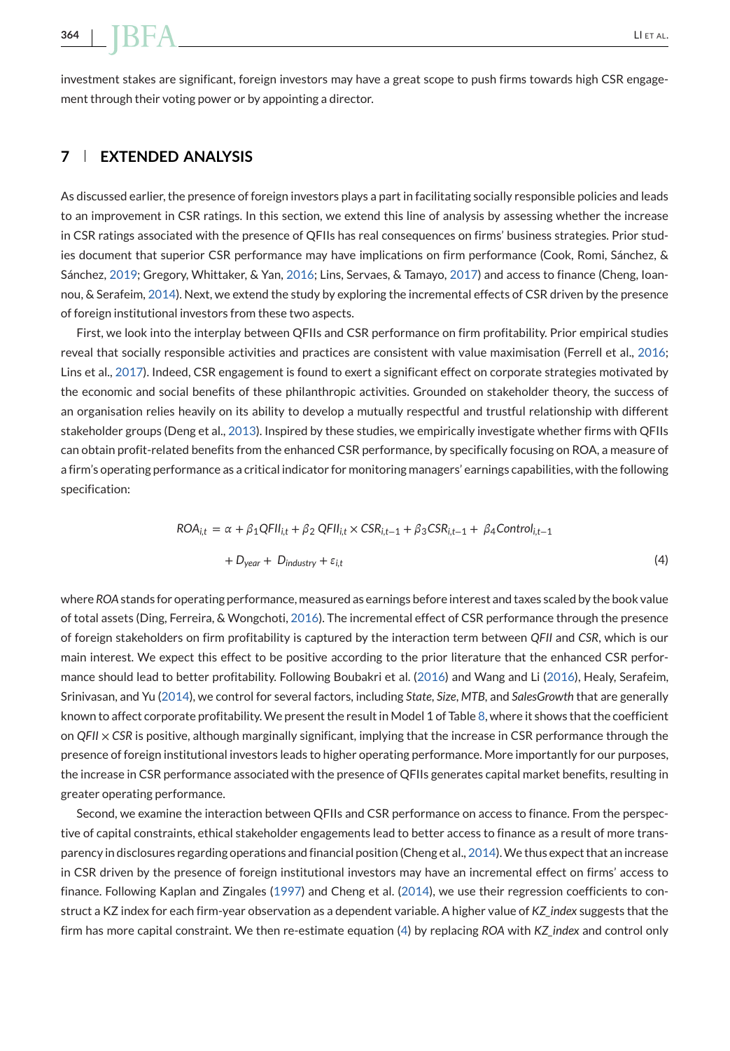investment stakes are significant, foreign investors may have a great scope to push firms towards high CSR engagement through their voting power or by appointing a director.

## 7 EXTENDED ANALYSIS

As discussed earlier, the presence of foreign investors plays a part in facilitating socially responsible policies and leads to an improvement in CSR ratings. In this section, we extend this line of analysis by assessing whether the increase in CSR ratings associated with the presence of QFIIs has real consequences on firms' business strategies. Prior studies document that superior CSR performance may have implications on firm performance (Cook, Romi, Sánchez, & Sánchez, 2019; Gregory, Whittaker, & Yan, 2016; Lins, Servaes, & Tamayo, 2017) and access to finance (Cheng, Ioannou, & Serafeim, 2014). Next, we extend the study by exploring the incremental effects of CSR driven by the presence of foreign institutional investors from these two aspects.

First, we look into the interplay between QFIIs and CSR performance on firm profitability. Prior empirical studies reveal that socially responsible activities and practices are consistent with value maximisation (Ferrell et al., 2016; Lins et al., 2017). Indeed, CSR engagement is found to exert a significant effect on corporate strategies motivated by the economic and social benefits of these philanthropic activities. Grounded on stakeholder theory, the success of an organisation relies heavily on its ability to develop a mutually respectful and trustful relationship with different stakeholder groups (Deng et al., 2013). Inspired by these studies, we empirically investigate whether firms with QFIIs can obtain profit-related benefits from the enhanced CSR performance, by specifically focusing on ROA, a measure of a firm's operating performance as a critical indicator for monitoring managers' earnings capabilities, with the following specification:

$$ROA_{i,t} = \alpha + \beta_1 QFII_{i,t} + \beta_2\, QFII_{i,t} \times CSR_{i,t-1} + \beta_3 CSR_{i,t-1} + \beta_4 Control_{i,t-1} + D_{year} + D_{industry} + \varepsilon_{i,t} \quad (4)$$

where *ROA* stands for operating performance, measured as earnings before interest and taxes scaled by the book value of total assets (Ding, Ferreira, & Wongchoti, 2016). The incremental effect of CSR performance through the presence of foreign stakeholders on firm profitability is captured by the interaction term between *QFII* and *CSR*, which is our main interest. We expect this effect to be positive according to the prior literature that the enhanced CSR performance should lead to better profitability. Following Boubakri et al. (2016) and Wang and Li (2016), Healy, Serafeim, Srinivasan, and Yu (2014), we control for several factors, including *State*, *Size*, *MTB*, and *SalesGrowth* that are generally known to affect corporate profitability. We present the result in Model 1 of Table 8, where it shows that the coefficient on *QFII* × *CSR* is positive, although marginally significant, implying that the increase in CSR performance through the presence of foreign institutional investors leads to higher operating performance. More importantly for our purposes, the increase in CSR performance associated with the presence of QFIIs generates capital market benefits, resulting in greater operating performance.

Second, we examine the interaction between QFIIs and CSR performance on access to finance. From the perspective of capital constraints, ethical stakeholder engagements lead to better access to finance as a result of more transparency in disclosures regarding operations and financial position (Cheng et al., 2014). We thus expect that an increase in CSR driven by the presence of foreign institutional investors may have an incremental effect on firms' access to finance. Following Kaplan and Zingales (1997) and Cheng et al. (2014), we use their regression coefficients to construct a KZ index for each firm-year observation as a dependent variable. A higher value of *KZ_index* suggests that the firm has more capital constraint. We then re-estimate equation (4) by replacing *ROA* with *KZ_index* and control only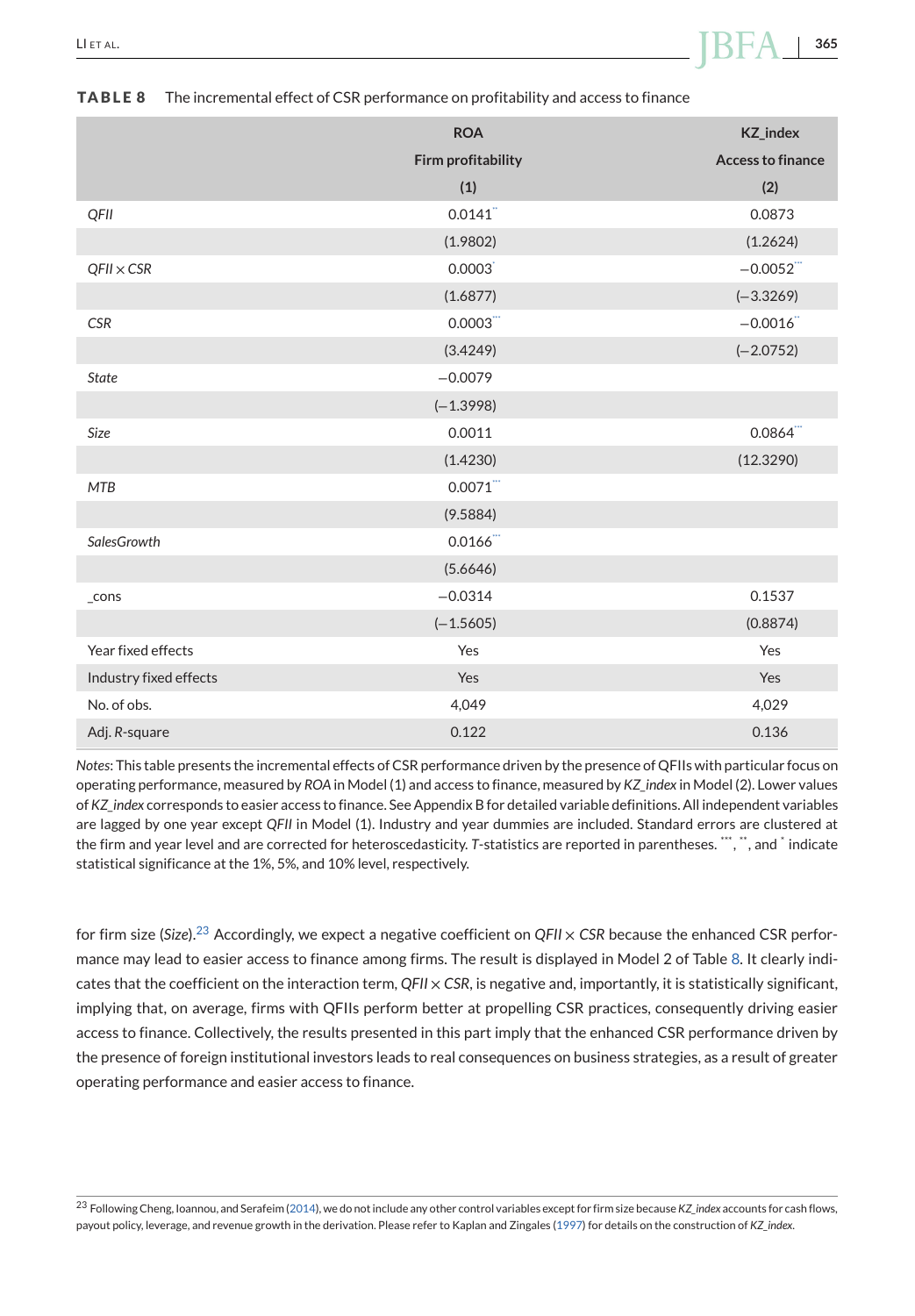**TABLE 8** The incremental effect of CSR performance on profitability and access to finance

| | ROA | KZ_index |
|---|---|---|
| | Firm profitability | Access to finance |
| | (1) | (2) |
| *QFII* | 0.0141** | 0.0873 |
| | (1.9802) | (1.2624) |
| *QFII* × *CSR* | 0.0003* | −0.0052*** |
| | (1.6877) | (−3.3269) |
| *CSR* | 0.0003*** | −0.0016** |
| | (3.4249) | (−2.0752) |
| *State* | −0.0079 | |
| | (−1.3998) | |
| *Size* | 0.0011 | 0.0864*** |
| | (1.4230) | (12.3290) |
| *MTB* | 0.0071*** | |
| | (9.5884) | |
| *SalesGrowth* | 0.0166*** | |
| | (5.6646) | |
| _cons | −0.0314 | 0.1537 |
| | (−1.5605) | (0.8874) |
| Year fixed effects | Yes | Yes |
| Industry fixed effects | Yes | Yes |
| No. of obs. | 4,049 | 4,029 |
| Adj. $R$-square | 0.122 | 0.136 |

*Notes*: This table presents the incremental effects of CSR performance driven by the presence of QFIIs with particular focus on operating performance, measured by *ROA* in Model (1) and access to finance, measured by *KZ_index* in Model (2). Lower values of *KZ_index* corresponds to easier access to finance. See Appendix B for detailed variable definitions. All independent variables are lagged by one year except *QFII* in Model (1). Industry and year dummies are included. Standard errors are clustered at the firm and year level and are corrected for heteroscedasticity. *T*-statistics are reported in parentheses. ***, **, and * indicate statistical significance at the 1%, 5%, and 10% level, respectively.

for firm size (*Size*).[23] Accordingly, we expect a negative coefficient on *QFII* × *CSR* because the enhanced CSR performance may lead to easier access to finance among firms. The result is displayed in Model 2 of Table 8. It clearly indicates that the coefficient on the interaction term, *QFII* × *CSR*, is negative and, importantly, it is statistically significant, implying that, on average, firms with QFIIs perform better at propelling CSR practices, consequently driving easier access to finance. Collectively, the results presented in this part imply that the enhanced CSR performance driven by the presence of foreign institutional investors leads to real consequences on business strategies, as a result of greater operating performance and easier access to finance.

[23] Following Cheng, Ioannou, and Serafeim (2014), we do not include any other control variables except for firm size because *KZ_index* accounts for cash flows, payout policy, leverage, and revenue growth in the derivation. Please refer to Kaplan and Zingales (1997) for details on the construction of *KZ_index*.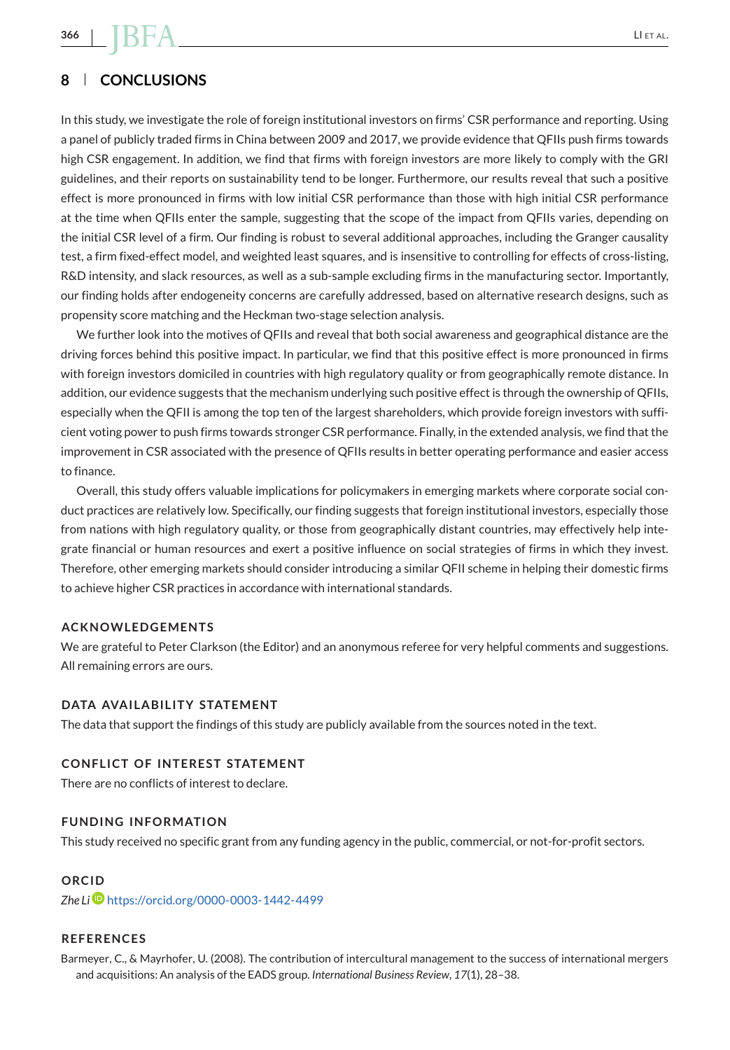## 8 CONCLUSIONS

In this study, we investigate the role of foreign institutional investors on firms' CSR performance and reporting. Using a panel of publicly traded firms in China between 2009 and 2017, we provide evidence that QFIIs push firms towards high CSR engagement. In addition, we find that firms with foreign investors are more likely to comply with the GRI guidelines, and their reports on sustainability tend to be longer. Furthermore, our results reveal that such a positive effect is more pronounced in firms with low initial CSR performance than those with high initial CSR performance at the time when QFIIs enter the sample, suggesting that the scope of the impact from QFIIs varies, depending on the initial CSR level of a firm. Our finding is robust to several additional approaches, including the Granger causality test, a firm fixed-effect model, and weighted least squares, and is insensitive to controlling for effects of cross-listing, R&D intensity, and slack resources, as well as a sub-sample excluding firms in the manufacturing sector. Importantly, our finding holds after endogeneity concerns are carefully addressed, based on alternative research designs, such as propensity score matching and the Heckman two-stage selection analysis.

We further look into the motives of QFIIs and reveal that both social awareness and geographical distance are the driving forces behind this positive impact. In particular, we find that this positive effect is more pronounced in firms with foreign investors domiciled in countries with high regulatory quality or from geographically remote distance. In addition, our evidence suggests that the mechanism underlying such positive effect is through the ownership of QFIIs, especially when the QFII is among the top ten of the largest shareholders, which provide foreign investors with sufficient voting power to push firms towards stronger CSR performance. Finally, in the extended analysis, we find that the improvement in CSR associated with the presence of QFIIs results in better operating performance and easier access to finance.

Overall, this study offers valuable implications for policymakers in emerging markets where corporate social conduct practices are relatively low. Specifically, our finding suggests that foreign institutional investors, especially those from nations with high regulatory quality, or those from geographically distant countries, may effectively help integrate financial or human resources and exert a positive influence on social strategies of firms in which they invest. Therefore, other emerging markets should consider introducing a similar QFII scheme in helping their domestic firms to achieve higher CSR practices in accordance with international standards.

### ACKNOWLEDGEMENTS

We are grateful to Peter Clarkson (the Editor) and an anonymous referee for very helpful comments and suggestions. All remaining errors are ours.

### DATA AVAILABILITY STATEMENT

The data that support the findings of this study are publicly available from the sources noted in the text.

### CONFLICT OF INTEREST STATEMENT

There are no conflicts of interest to declare.

### FUNDING INFORMATION

This study received no specific grant from any funding agency in the public, commercial, or not-for-profit sectors.

### ORCID

*Zhe Li* https://orcid.org/0000-0003-1442-4499

### REFERENCES

Barmeyer, C., & Mayrhofer, U. (2008). The contribution of intercultural management to the success of international mergers and acquisitions: An analysis of the EADS group. *International Business Review*, *17*(1), 28–38.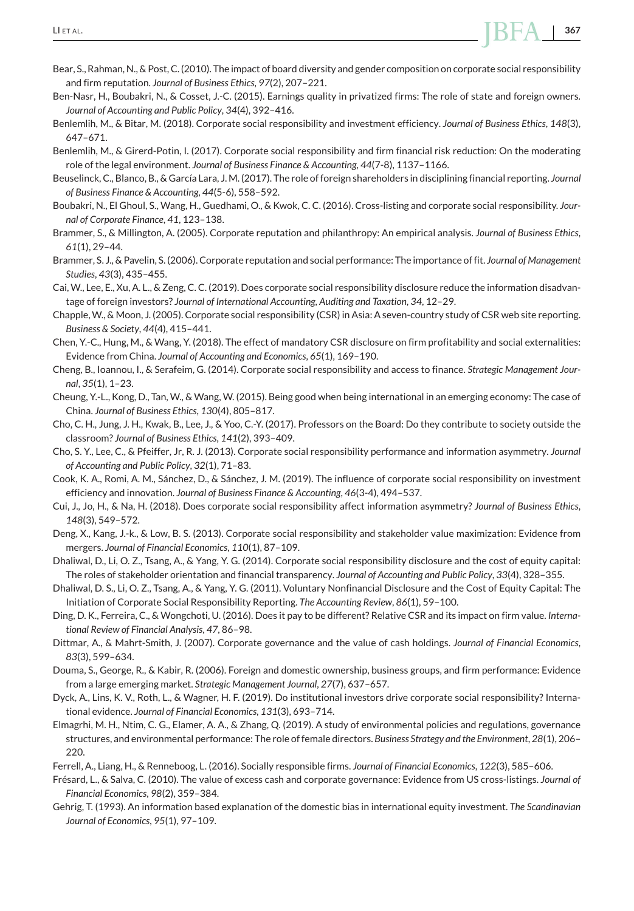Bear, S., Rahman, N., & Post, C. (2010). The impact of board diversity and gender composition on corporate social responsibility and firm reputation. *Journal of Business Ethics*, *97*(2), 207–221.

Ben-Nasr, H., Boubakri, N., & Cosset, J.-C. (2015). Earnings quality in privatized firms: The role of state and foreign owners. *Journal of Accounting and Public Policy*, *34*(4), 392–416.

Benlemlih, M., & Bitar, M. (2018). Corporate social responsibility and investment efficiency. *Journal of Business Ethics*, *148*(3), 647–671.

Benlemlih, M., & Girerd-Potin, I. (2017). Corporate social responsibility and firm financial risk reduction: On the moderating role of the legal environment. *Journal of Business Finance & Accounting*, *44*(7-8), 1137–1166.

Beuselinck, C., Blanco, B., & García Lara, J. M. (2017). The role of foreign shareholders in disciplining financial reporting. *Journal of Business Finance & Accounting*, *44*(5-6), 558–592.

Boubakri, N., El Ghoul, S., Wang, H., Guedhami, O., & Kwok, C. C. (2016). Cross-listing and corporate social responsibility. *Journal of Corporate Finance*, *41*, 123–138.

Brammer, S., & Millington, A. (2005). Corporate reputation and philanthropy: An empirical analysis. *Journal of Business Ethics*, *61*(1), 29–44.

Brammer, S. J., & Pavelin, S. (2006). Corporate reputation and social performance: The importance of fit. *Journal of Management Studies*, *43*(3), 435–455.

Cai, W., Lee, E., Xu, A. L., & Zeng, C. C. (2019). Does corporate social responsibility disclosure reduce the information disadvantage of foreign investors? *Journal of International Accounting, Auditing and Taxation*, *34*, 12–29.

Chapple, W., & Moon, J. (2005). Corporate social responsibility (CSR) in Asia: A seven-country study of CSR web site reporting. *Business & Society*, *44*(4), 415–441.

Chen, Y.-C., Hung, M., & Wang, Y. (2018). The effect of mandatory CSR disclosure on firm profitability and social externalities: Evidence from China. *Journal of Accounting and Economics*, *65*(1), 169–190.

Cheng, B., Ioannou, I., & Serafeim, G. (2014). Corporate social responsibility and access to finance. *Strategic Management Journal*, *35*(1), 1–23.

Cheung, Y.-L., Kong, D., Tan, W., & Wang, W. (2015). Being good when being international in an emerging economy: The case of China. *Journal of Business Ethics*, *130*(4), 805–817.

Cho, C. H., Jung, J. H., Kwak, B., Lee, J., & Yoo, C.-Y. (2017). Professors on the Board: Do they contribute to society outside the classroom? *Journal of Business Ethics*, *141*(2), 393–409.

Cho, S. Y., Lee, C., & Pfeiffer, Jr, R. J. (2013). Corporate social responsibility performance and information asymmetry. *Journal of Accounting and Public Policy*, *32*(1), 71–83.

Cook, K. A., Romi, A. M., Sánchez, D., & Sánchez, J. M. (2019). The influence of corporate social responsibility on investment efficiency and innovation. *Journal of Business Finance & Accounting*, *46*(3-4), 494–537.

Cui, J., Jo, H., & Na, H. (2018). Does corporate social responsibility affect information asymmetry? *Journal of Business Ethics*, *148*(3), 549–572.

Deng, X., Kang, J.-k., & Low, B. S. (2013). Corporate social responsibility and stakeholder value maximization: Evidence from mergers. *Journal of Financial Economics*, *110*(1), 87–109.

Dhaliwal, D., Li, O. Z., Tsang, A., & Yang, Y. G. (2014). Corporate social responsibility disclosure and the cost of equity capital: The roles of stakeholder orientation and financial transparency. *Journal of Accounting and Public Policy*, *33*(4), 328–355.

Dhaliwal, D. S., Li, O. Z., Tsang, A., & Yang, Y. G. (2011). Voluntary Nonfinancial Disclosure and the Cost of Equity Capital: The Initiation of Corporate Social Responsibility Reporting. *The Accounting Review*, *86*(1), 59–100.

Ding, D. K., Ferreira, C., & Wongchoti, U. (2016). Does it pay to be different? Relative CSR and its impact on firm value. *International Review of Financial Analysis*, *47*, 86–98.

Dittmar, A., & Mahrt-Smith, J. (2007). Corporate governance and the value of cash holdings. *Journal of Financial Economics*, *83*(3), 599–634.

Douma, S., George, R., & Kabir, R. (2006). Foreign and domestic ownership, business groups, and firm performance: Evidence from a large emerging market. *Strategic Management Journal*, *27*(7), 637–657.

Dyck, A., Lins, K. V., Roth, L., & Wagner, H. F. (2019). Do institutional investors drive corporate social responsibility? International evidence. *Journal of Financial Economics*, *131*(3), 693–714.

Elmagrhi, M. H., Ntim, C. G., Elamer, A. A., & Zhang, Q. (2019). A study of environmental policies and regulations, governance structures, and environmental performance: The role of female directors. *Business Strategy and the Environment*, *28*(1), 206–220.

Ferrell, A., Liang, H., & Renneboog, L. (2016). Socially responsible firms. *Journal of Financial Economics*, *122*(3), 585–606.

Frésard, L., & Salva, C. (2010). The value of excess cash and corporate governance: Evidence from US cross-listings. *Journal of Financial Economics*, *98*(2), 359–384.

Gehrig, T. (1993). An information based explanation of the domestic bias in international equity investment. *The Scandinavian Journal of Economics*, *95*(1), 97–109.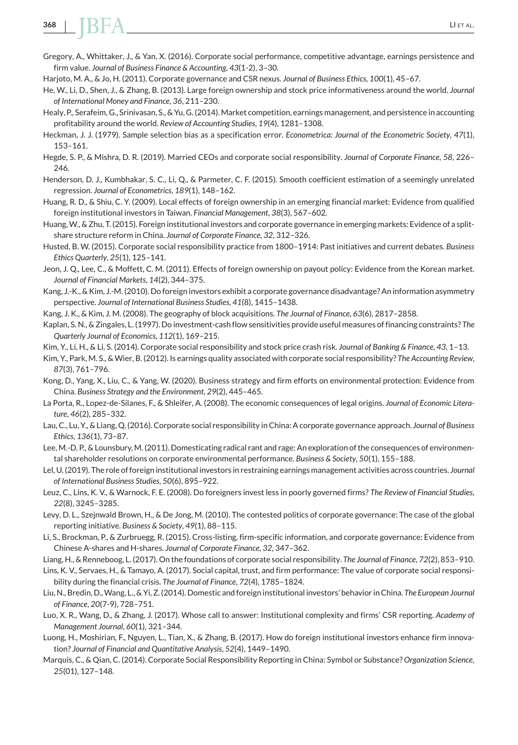Gregory, A., Whittaker, J., & Yan, X. (2016). Corporate social performance, competitive advantage, earnings persistence and firm value. *Journal of Business Finance & Accounting*, *43*(1-2), 3–30.

Harjoto, M. A., & Jo, H. (2011). Corporate governance and CSR nexus. *Journal of Business Ethics*, *100*(1), 45–67.

He, W., Li, D., Shen, J., & Zhang, B. (2013). Large foreign ownership and stock price informativeness around the world. *Journal of International Money and Finance*, *36*, 211–230.

Healy, P., Serafeim, G., Srinivasan, S., & Yu, G. (2014). Market competition, earnings management, and persistence in accounting profitability around the world. *Review of Accounting Studies*, *19*(4), 1281–1308.

Heckman, J. J. (1979). Sample selection bias as a specification error. *Econometrica: Journal of the Econometric Society*, *47*(1), 153–161.

Hegde, S. P., & Mishra, D. R. (2019). Married CEOs and corporate social responsibility. *Journal of Corporate Finance*, *58*, 226–246.

Henderson, D. J., Kumbhakar, S. C., Li, Q., & Parmeter, C. F. (2015). Smooth coefficient estimation of a seemingly unrelated regression. *Journal of Econometrics*, *189*(1), 148–162.

Huang, R. D., & Shiu, C. Y. (2009). Local effects of foreign ownership in an emerging financial market: Evidence from qualified foreign institutional investors in Taiwan. *Financial Management*, *38*(3), 567–602.

Huang, W., & Zhu, T. (2015). Foreign institutional investors and corporate governance in emerging markets: Evidence of a split-share structure reform in China. *Journal of Corporate Finance*, *32*, 312–326.

Husted, B. W. (2015). Corporate social responsibility practice from 1800–1914: Past initiatives and current debates. *Business Ethics Quarterly*, *25*(1), 125–141.

Jeon, J. Q., Lee, C., & Moffett, C. M. (2011). Effects of foreign ownership on payout policy: Evidence from the Korean market. *Journal of Financial Markets*, *14*(2), 344–375.

Kang, J.-K., & Kim, J.-M. (2010). Do foreign investors exhibit a corporate governance disadvantage? An information asymmetry perspective. *Journal of International Business Studies*, *41*(8), 1415–1438.

Kang, J. K., & Kim, J. M. (2008). The geography of block acquisitions. *The Journal of Finance*, *63*(6), 2817–2858.

Kaplan, S. N., & Zingales, L. (1997). Do investment-cash flow sensitivities provide useful measures of financing constraints? *The Quarterly Journal of Economics*, *112*(1), 169–215.

Kim, Y., Li, H., & Li, S. (2014). Corporate social responsibility and stock price crash risk. *Journal of Banking & Finance*, *43*, 1–13.

Kim, Y., Park, M. S., & Wier, B. (2012). Is earnings quality associated with corporate social responsibility? *The Accounting Review*, *87*(3), 761–796.

Kong, D., Yang, X., Liu, C., & Yang, W. (2020). Business strategy and firm efforts on environmental protection: Evidence from China. *Business Strategy and the Environment*, *29*(2), 445–465.

La Porta, R., Lopez-de-Silanes, F., & Shleifer, A. (2008). The economic consequences of legal origins. *Journal of Economic Literature*, *46*(2), 285–332.

Lau, C., Lu, Y., & Liang, Q. (2016). Corporate social responsibility in China: A corporate governance approach. *Journal of Business Ethics*, *136*(1), 73–87.

Lee, M.-D. P., & Lounsbury, M. (2011). Domesticating radical rant and rage: An exploration of the consequences of environmental shareholder resolutions on corporate environmental performance. *Business & Society*, *50*(1), 155–188.

Lel, U. (2019). The role of foreign institutional investors in restraining earnings management activities across countries. *Journal of International Business Studies*, *50*(6), 895–922.

Leuz, C., Lins, K. V., & Warnock, F. E. (2008). Do foreigners invest less in poorly governed firms? *The Review of Financial Studies*, *22*(8), 3245–3285.

Levy, D. L., Szejnwald Brown, H., & De Jong, M. (2010). The contested politics of corporate governance: The case of the global reporting initiative. *Business & Society*, *49*(1), 88–115.

Li, S., Brockman, P., & Zurbruegg, R. (2015). Cross-listing, firm-specific information, and corporate governance: Evidence from Chinese A-shares and H-shares. *Journal of Corporate Finance*, *32*, 347–362.

Liang, H., & Renneboog, L. (2017). On the foundations of corporate social responsibility. *The Journal of Finance*, *72*(2), 853–910.

Lins, K. V., Servaes, H., & Tamayo, A. (2017). Social capital, trust, and firm performance: The value of corporate social responsibility during the financial crisis. *The Journal of Finance*, *72*(4), 1785–1824.

Liu, N., Bredin, D., Wang, L., & Yi, Z. (2014). Domestic and foreign institutional investors' behavior in China. *The European Journal of Finance*, *20*(7-9), 728–751.

Luo, X. R., Wang, D., & Zhang, J. (2017). Whose call to answer: Institutional complexity and firms' CSR reporting. *Academy of Management Journal*, *60*(1), 321–344.

Luong, H., Moshirian, F., Nguyen, L., Tian, X., & Zhang, B. (2017). How do foreign institutional investors enhance firm innovation? *Journal of Financial and Quantitative Analysis*, *52*(4), 1449–1490.

Marquis, C., & Qian, C. (2014). Corporate Social Responsibility Reporting in China: Symbol or Substance? *Organization Science*, *25*(01), 127–148.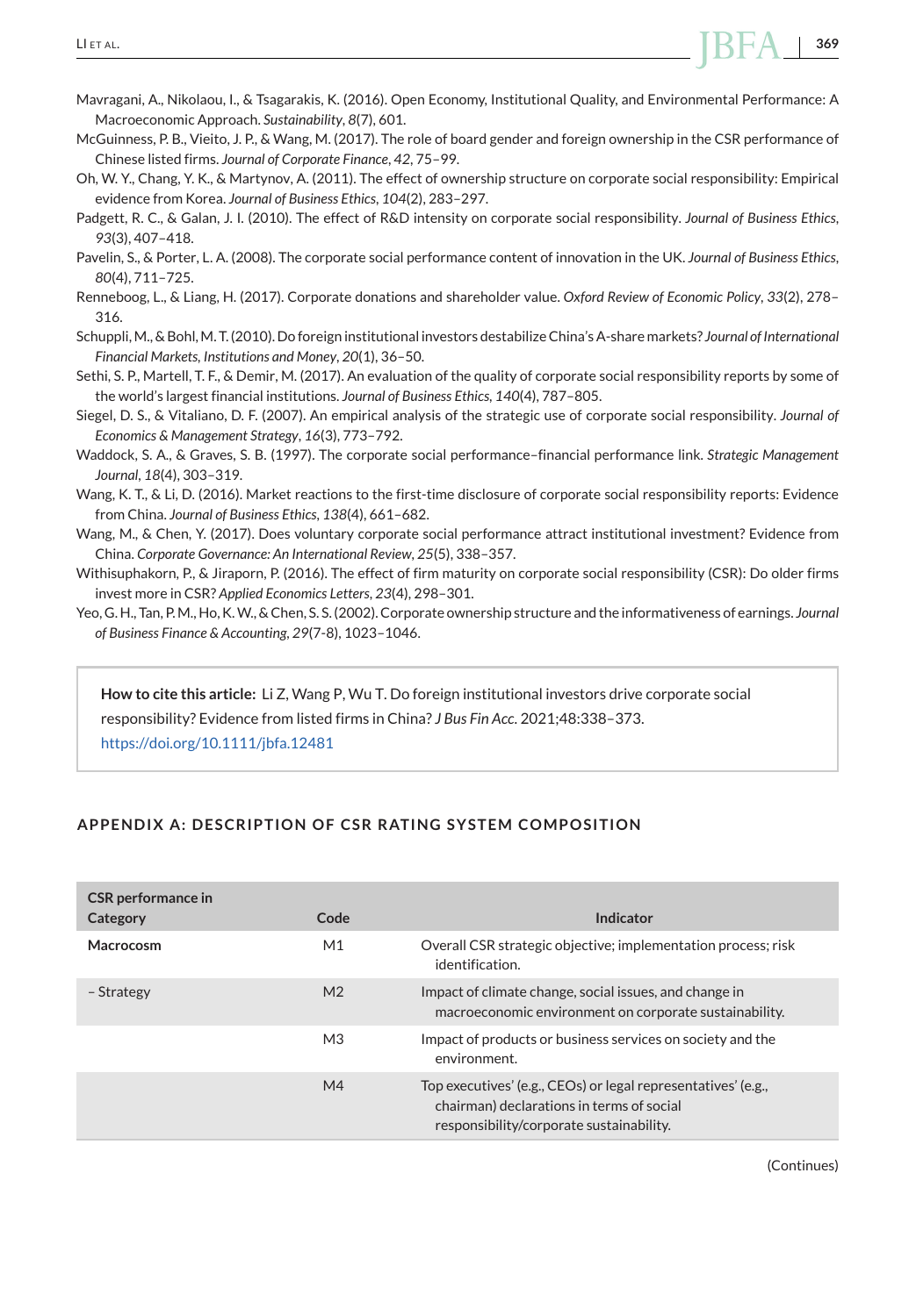Mavragani, A., Nikolaou, I., & Tsagarakis, K. (2016). Open Economy, Institutional Quality, and Environmental Performance: A Macroeconomic Approach. *Sustainability*, *8*(7), 601.

McGuinness, P. B., Vieito, J. P., & Wang, M. (2017). The role of board gender and foreign ownership in the CSR performance of Chinese listed firms. *Journal of Corporate Finance*, *42*, 75–99.

Oh, W. Y., Chang, Y. K., & Martynov, A. (2011). The effect of ownership structure on corporate social responsibility: Empirical evidence from Korea. *Journal of Business Ethics*, *104*(2), 283–297.

Padgett, R. C., & Galan, J. I. (2010). The effect of R&D intensity on corporate social responsibility. *Journal of Business Ethics*, *93*(3), 407–418.

Pavelin, S., & Porter, L. A. (2008). The corporate social performance content of innovation in the UK. *Journal of Business Ethics*, *80*(4), 711–725.

Renneboog, L., & Liang, H. (2017). Corporate donations and shareholder value. *Oxford Review of Economic Policy*, *33*(2), 278–316.

Schuppli, M., & Bohl, M. T. (2010). Do foreign institutional investors destabilize China's A-share markets? *Journal of International Financial Markets, Institutions and Money*, *20*(1), 36–50.

Sethi, S. P., Martell, T. F., & Demir, M. (2017). An evaluation of the quality of corporate social responsibility reports by some of the world's largest financial institutions. *Journal of Business Ethics*, *140*(4), 787–805.

Siegel, D. S., & Vitaliano, D. F. (2007). An empirical analysis of the strategic use of corporate social responsibility. *Journal of Economics & Management Strategy*, *16*(3), 773–792.

Waddock, S. A., & Graves, S. B. (1997). The corporate social performance–financial performance link. *Strategic Management Journal*, *18*(4), 303–319.

Wang, K. T., & Li, D. (2016). Market reactions to the first-time disclosure of corporate social responsibility reports: Evidence from China. *Journal of Business Ethics*, *138*(4), 661–682.

Wang, M., & Chen, Y. (2017). Does voluntary corporate social performance attract institutional investment? Evidence from China. *Corporate Governance: An International Review*, *25*(5), 338–357.

Withisuphakorn, P., & Jiraporn, P. (2016). The effect of firm maturity on corporate social responsibility (CSR): Do older firms invest more in CSR? *Applied Economics Letters*, *23*(4), 298–301.

Yeo, G. H., Tan, P. M., Ho, K. W., & Chen, S. S. (2002). Corporate ownership structure and the informativeness of earnings. *Journal of Business Finance & Accounting*, *29*(7-8), 1023–1046.

**How to cite this article:** Li Z, Wang P, Wu T. Do foreign institutional investors drive corporate social responsibility? Evidence from listed firms in China? *J Bus Fin Acc.* 2021;48:338–373. https://doi.org/10.1111/jbfa.12481

## APPENDIX A: DESCRIPTION OF CSR RATING SYSTEM COMPOSITION

| CSR performance in Category | Code | Indicator |
|---|---|---|
| **Macrocosm** | M1 | Overall CSR strategic objective; implementation process; risk identification. |
| – Strategy | M2 | Impact of climate change, social issues, and change in macroeconomic environment on corporate sustainability. |
| | M3 | Impact of products or business services on society and the environment. |
| | M4 | Top executives' (e.g., CEOs) or legal representatives' (e.g., chairman) declarations in terms of social responsibility/corporate sustainability. |

(Continues)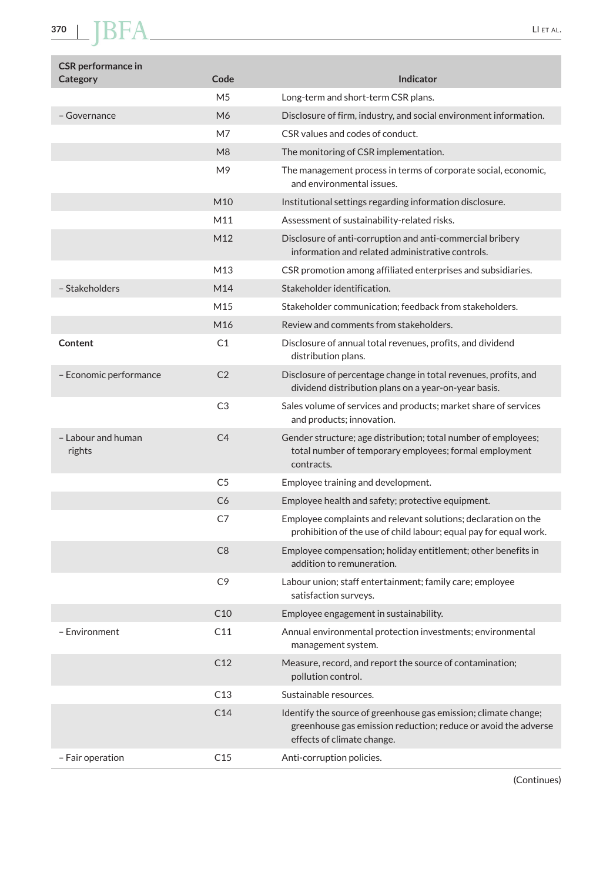| CSR performance in Category | Code | Indicator |
|---|---|---|
| | M5 | Long-term and short-term CSR plans. |
| - Governance | M6 | Disclosure of firm, industry, and social environment information. |
| | M7 | CSR values and codes of conduct. |
| | M8 | The monitoring of CSR implementation. |
| | M9 | The management process in terms of corporate social, economic, and environmental issues. |
| | M10 | Institutional settings regarding information disclosure. |
| | M11 | Assessment of sustainability-related risks. |
| | M12 | Disclosure of anti-corruption and anti-commercial bribery information and related administrative controls. |
| | M13 | CSR promotion among affiliated enterprises and subsidiaries. |
| - Stakeholders | M14 | Stakeholder identification. |
| | M15 | Stakeholder communication; feedback from stakeholders. |
| | M16 | Review and comments from stakeholders. |
| **Content** | C1 | Disclosure of annual total revenues, profits, and dividend distribution plans. |
| - Economic performance | C2 | Disclosure of percentage change in total revenues, profits, and dividend distribution plans on a year-on-year basis. |
| | C3 | Sales volume of services and products; market share of services and products; innovation. |
| - Labour and human rights | C4 | Gender structure; age distribution; total number of employees; total number of temporary employees; formal employment contracts. |
| | C5 | Employee training and development. |
| | C6 | Employee health and safety; protective equipment. |
| | C7 | Employee complaints and relevant solutions; declaration on the prohibition of the use of child labour; equal pay for equal work. |
| | C8 | Employee compensation; holiday entitlement; other benefits in addition to remuneration. |
| | C9 | Labour union; staff entertainment; family care; employee satisfaction surveys. |
| | C10 | Employee engagement in sustainability. |
| - Environment | C11 | Annual environmental protection investments; environmental management system. |
| | C12 | Measure, record, and report the source of contamination; pollution control. |
| | C13 | Sustainable resources. |
| | C14 | Identify the source of greenhouse gas emission; climate change; greenhouse gas emission reduction; reduce or avoid the adverse effects of climate change. |
| - Fair operation | C15 | Anti-corruption policies. |

(Continues)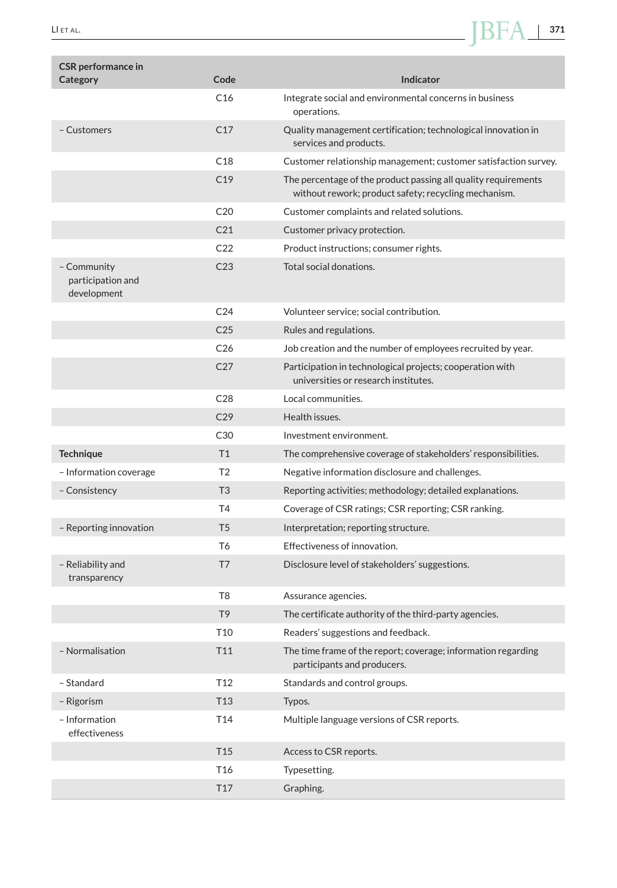| CSR performance in Category | Code | Indicator |
|---|---|---|
| | C16 | Integrate social and environmental concerns in business operations. |
| – Customers | C17 | Quality management certification; technological innovation in services and products. |
| | C18 | Customer relationship management; customer satisfaction survey. |
| | C19 | The percentage of the product passing all quality requirements without rework; product safety; recycling mechanism. |
| | C20 | Customer complaints and related solutions. |
| | C21 | Customer privacy protection. |
| | C22 | Product instructions; consumer rights. |
| – Community participation and development | C23 | Total social donations. |
| | C24 | Volunteer service; social contribution. |
| | C25 | Rules and regulations. |
| | C26 | Job creation and the number of employees recruited by year. |
| | C27 | Participation in technological projects; cooperation with universities or research institutes. |
| | C28 | Local communities. |
| | C29 | Health issues. |
| | C30 | Investment environment. |
| **Technique** | T1 | The comprehensive coverage of stakeholders' responsibilities. |
| – Information coverage | T2 | Negative information disclosure and challenges. |
| – Consistency | T3 | Reporting activities; methodology; detailed explanations. |
| | T4 | Coverage of CSR ratings; CSR reporting; CSR ranking. |
| – Reporting innovation | T5 | Interpretation; reporting structure. |
| | T6 | Effectiveness of innovation. |
| – Reliability and transparency | T7 | Disclosure level of stakeholders' suggestions. |
| | T8 | Assurance agencies. |
| | T9 | The certificate authority of the third-party agencies. |
| | T10 | Readers' suggestions and feedback. |
| – Normalisation | T11 | The time frame of the report; coverage; information regarding participants and producers. |
| – Standard | T12 | Standards and control groups. |
| – Rigorism | T13 | Typos. |
| – Information effectiveness | T14 | Multiple language versions of CSR reports. |
| | T15 | Access to CSR reports. |
| | T16 | Typesetting. |
| | T17 | Graphing. |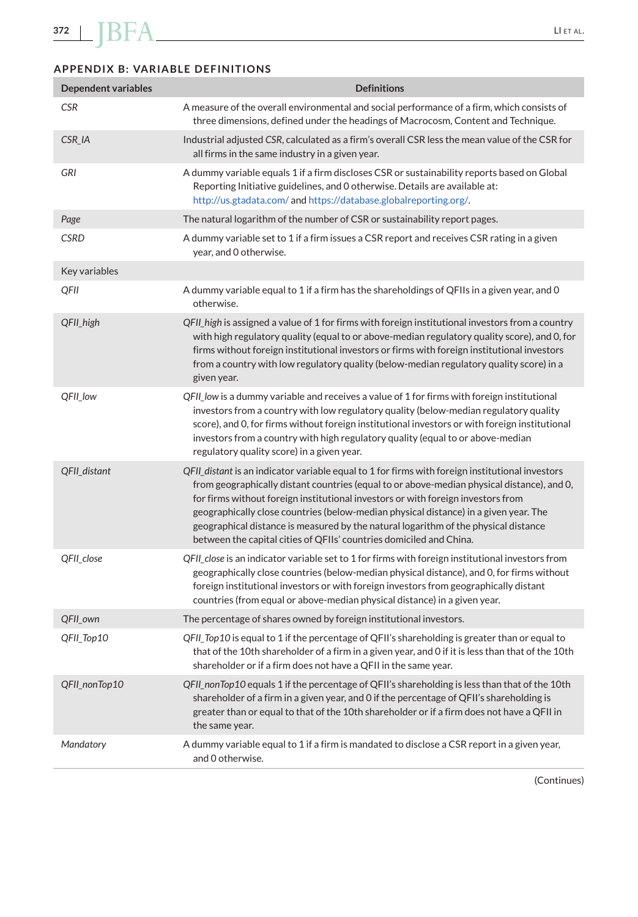## APPENDIX B: VARIABLE DEFINITIONS

| Dependent variables | Definitions |
|---|---|
| *CSR* | A measure of the overall environmental and social performance of a firm, which consists of three dimensions, defined under the headings of Macrocosm, Content and Technique. |
| *CSR_IA* | Industrial adjusted *CSR*, calculated as a firm's overall CSR less the mean value of the CSR for all firms in the same industry in a given year. |
| *GRI* | A dummy variable equals 1 if a firm discloses CSR or sustainability reports based on Global Reporting Initiative guidelines, and 0 otherwise. Details are available at: http://us.gtadata.com/ and https://database.globalreporting.org/. |
| *Page* | The natural logarithm of the number of CSR or sustainability report pages. |
| *CSRD* | A dummy variable set to 1 if a firm issues a CSR report and receives CSR rating in a given year, and 0 otherwise. |
| Key variables | |
| *QFII* | A dummy variable equal to 1 if a firm has the shareholdings of QFIIs in a given year, and 0 otherwise. |
| *QFII_high* | *QFII_high* is assigned a value of 1 for firms with foreign institutional investors from a country with high regulatory quality (equal to or above-median regulatory quality score), and 0, for firms without foreign institutional investors or firms with foreign institutional investors from a country with low regulatory quality (below-median regulatory quality score) in a given year. |
| *QFII_low* | *QFII_low* is a dummy variable and receives a value of 1 for firms with foreign institutional investors from a country with low regulatory quality (below-median regulatory quality score), and 0, for firms without foreign institutional investors or with foreign institutional investors from a country with high regulatory quality (equal to or above-median regulatory quality score) in a given year. |
| *QFII_distant* | *QFII_distant* is an indicator variable equal to 1 for firms with foreign institutional investors from geographically distant countries (equal to or above-median physical distance), and 0, for firms without foreign institutional investors or with foreign investors from geographically close countries (below-median physical distance) in a given year. The geographical distance is measured by the natural logarithm of the physical distance between the capital cities of QFIIs' countries domiciled and China. |
| *QFII_close* | *QFII_close* is an indicator variable set to 1 for firms with foreign institutional investors from geographically close countries (below-median physical distance), and 0, for firms without foreign institutional investors or with foreign investors from geographically distant countries (from equal or above-median physical distance) in a given year. |
| *QFII_own* | The percentage of shares owned by foreign institutional investors. |
| *QFII_Top10* | *QFII_Top10* is equal to 1 if the percentage of QFII's shareholding is greater than or equal to that of the 10th shareholder of a firm in a given year, and 0 if it is less than that of the 10th shareholder or if a firm does not have a QFII in the same year. |
| *QFII_nonTop10* | *QFII_nonTop10* equals 1 if the percentage of QFII's shareholding is less than that of the 10th shareholder of a firm in a given year, and 0 if the percentage of QFII's shareholding is greater than or equal to that of the 10th shareholder or if a firm does not have a QFII in the same year. |
| *Mandatory* | A dummy variable equal to 1 if a firm is mandated to disclose a CSR report in a given year, and 0 otherwise. |

(Continues)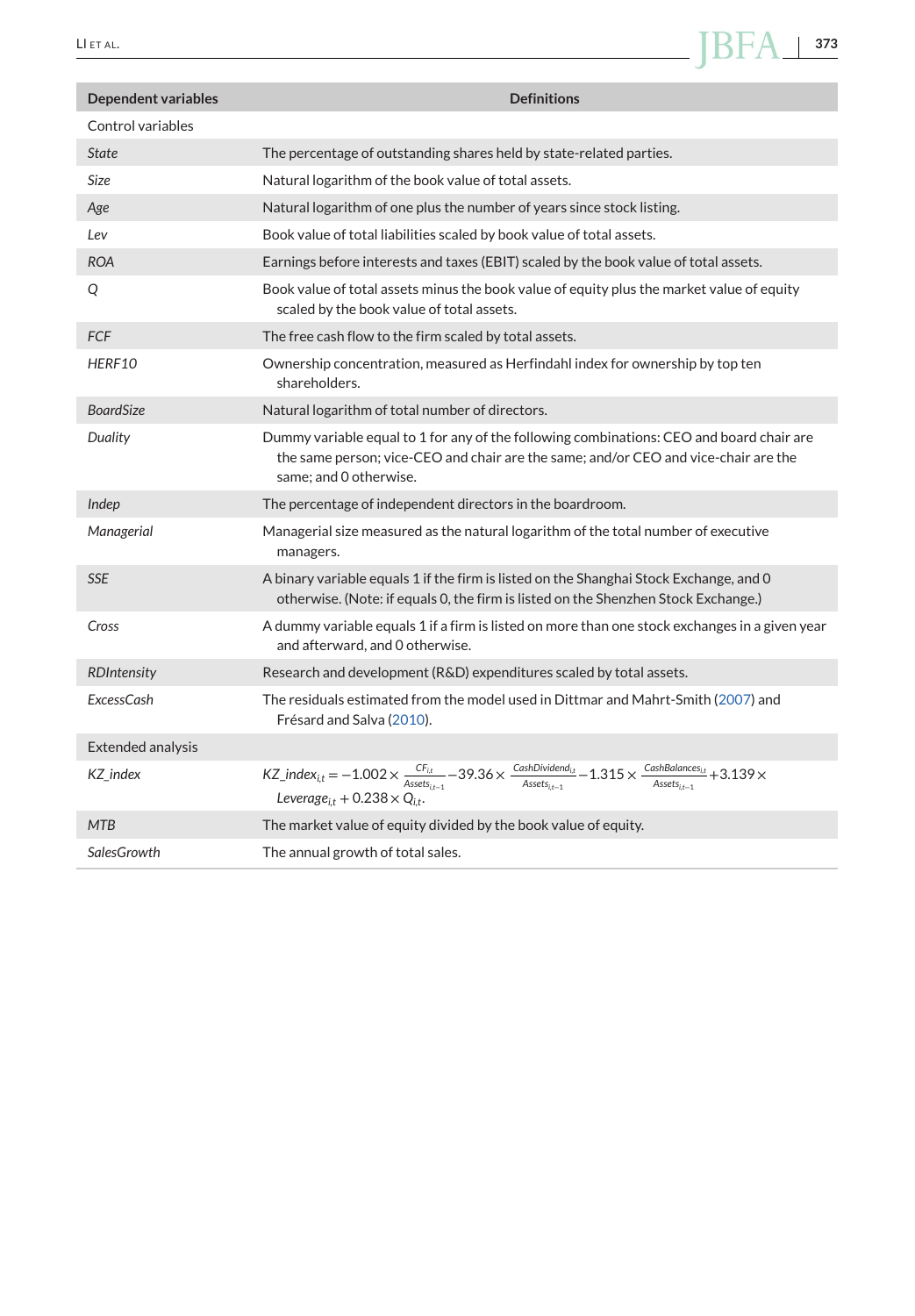| Dependent variables | Definitions |
|---|---|
| Control variables | |
| *State* | The percentage of outstanding shares held by state-related parties. |
| *Size* | Natural logarithm of the book value of total assets. |
| *Age* | Natural logarithm of one plus the number of years since stock listing. |
| *Lev* | Book value of total liabilities scaled by book value of total assets. |
| *ROA* | Earnings before interests and taxes (EBIT) scaled by the book value of total assets. |
| *Q* | Book value of total assets minus the book value of equity plus the market value of equity scaled by the book value of total assets. |
| *FCF* | The free cash flow to the firm scaled by total assets. |
| *HERF10* | Ownership concentration, measured as Herfindahl index for ownership by top ten shareholders. |
| *BoardSize* | Natural logarithm of total number of directors. |
| *Duality* | Dummy variable equal to 1 for any of the following combinations: CEO and board chair are the same person; vice-CEO and chair are the same; and/or CEO and vice-chair are the same; and 0 otherwise. |
| *Indep* | The percentage of independent directors in the boardroom. |
| *Managerial* | Managerial size measured as the natural logarithm of the total number of executive managers. |
| *SSE* | A binary variable equals 1 if the firm is listed on the Shanghai Stock Exchange, and 0 otherwise. (Note: if equals 0, the firm is listed on the Shenzhen Stock Exchange.) |
| *Cross* | A dummy variable equals 1 if a firm is listed on more than one stock exchanges in a given year and afterward, and 0 otherwise. |
| *RDIntensity* | Research and development (R&D) expenditures scaled by total assets. |
| *ExcessCash* | The residuals estimated from the model used in Dittmar and Mahrt-Smith (2007) and Frésard and Salva (2010). |
| Extended analysis | |
| *KZ_index* | $KZ\_index_{i,t} = -1.002 \times \frac{CF_{i,t}}{Assets_{i,t-1}} - 39.36 \times \frac{CashDividend_{i,t}}{Assets_{i,t-1}} - 1.315 \times \frac{CashBalances_{i,t}}{Assets_{i,t-1}} + 3.139 \times Leverage_{i,t} + 0.238 \times Q_{i,t}$. |
| *MTB* | The market value of equity divided by the book value of equity. |
| *SalesGrowth* | The annual growth of total sales. |